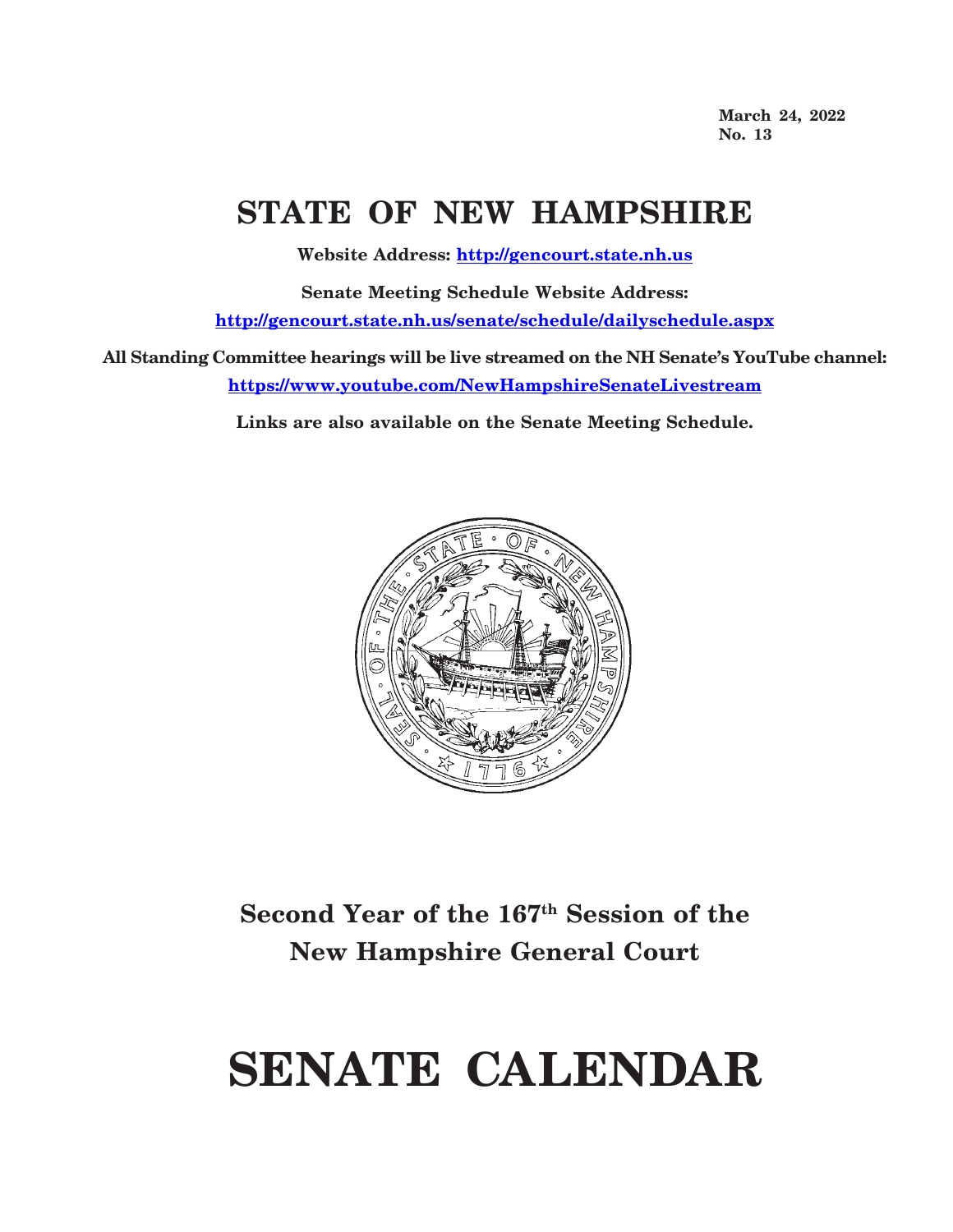**March 24, 2022**
**No. 13**

# STATE OF NEW HAMPSHIRE

**Website Address: http://gencourt.state.nh.us**

**Senate Meeting Schedule Website Address:**
**http://gencourt.state.nh.us/senate/schedule/dailyschedule.aspx**

**All Standing Committee hearings will be live streamed on the NH Senate's YouTube channel:**
**https://www.youtube.com/NewHampshireSenateLivestream**

**Links are also available on the Senate Meeting Schedule.**

## Second Year of the 167th Session of the New Hampshire General Court

# SENATE CALENDAR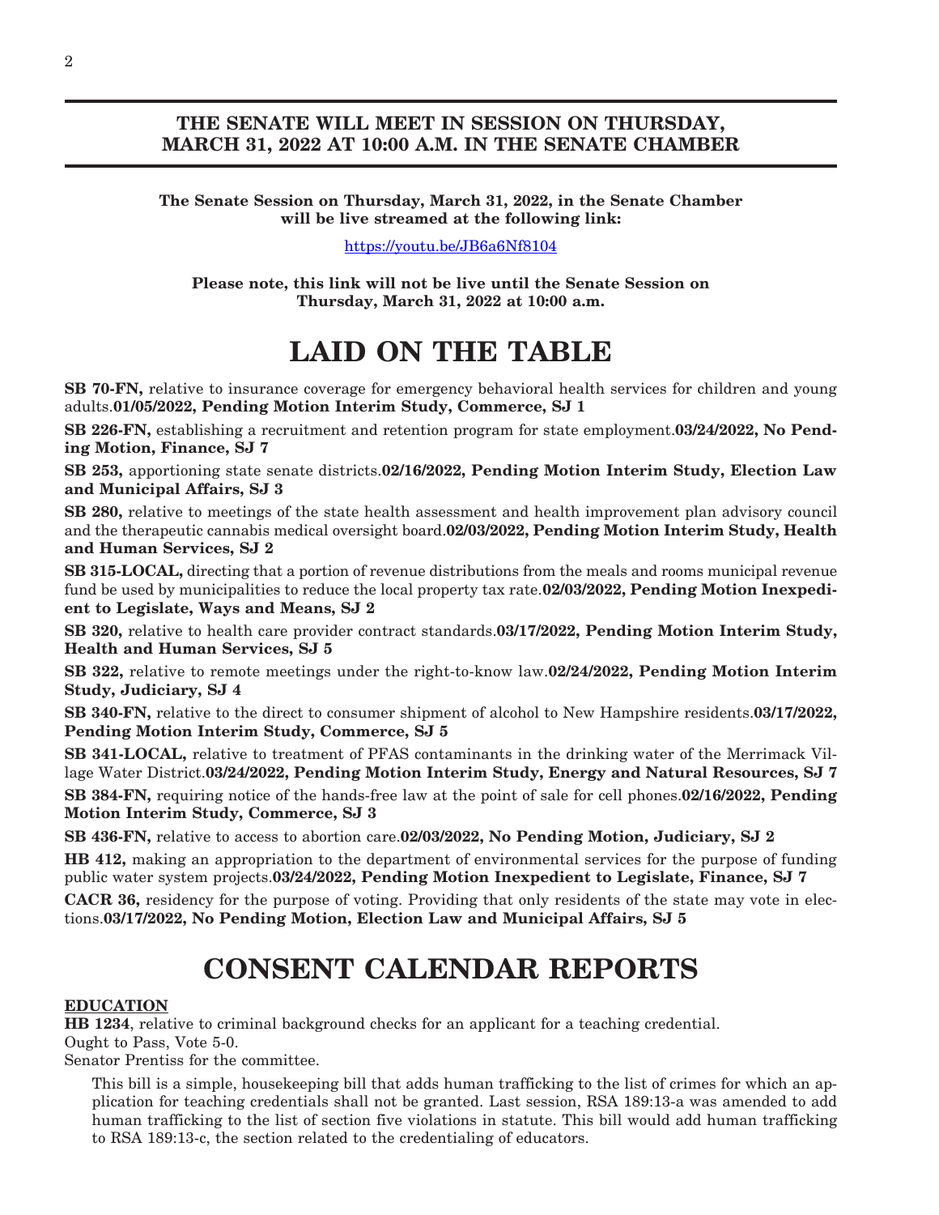**THE SENATE WILL MEET IN SESSION ON THURSDAY, MARCH 31, 2022 AT 10:00 A.M. IN THE SENATE CHAMBER**

**The Senate Session on Thursday, March 31, 2022, in the Senate Chamber will be live streamed at the following link:**

https://youtu.be/JB6a6Nf8104

**Please note, this link will not be live until the Senate Session on Thursday, March 31, 2022 at 10:00 a.m.**

# LAID ON THE TABLE

**SB 70-FN,** relative to insurance coverage for emergency behavioral health services for children and young adults.**01/05/2022, Pending Motion Interim Study, Commerce, SJ 1**

**SB 226-FN,** establishing a recruitment and retention program for state employment.**03/24/2022, No Pending Motion, Finance, SJ 7**

**SB 253,** apportioning state senate districts.**02/16/2022, Pending Motion Interim Study, Election Law and Municipal Affairs, SJ 3**

**SB 280,** relative to meetings of the state health assessment and health improvement plan advisory council and the therapeutic cannabis medical oversight board.**02/03/2022, Pending Motion Interim Study, Health and Human Services, SJ 2**

**SB 315-LOCAL,** directing that a portion of revenue distributions from the meals and rooms municipal revenue fund be used by municipalities to reduce the local property tax rate.**02/03/2022, Pending Motion Inexpedient to Legislate, Ways and Means, SJ 2**

**SB 320,** relative to health care provider contract standards.**03/17/2022, Pending Motion Interim Study, Health and Human Services, SJ 5**

**SB 322,** relative to remote meetings under the right-to-know law.**02/24/2022, Pending Motion Interim Study, Judiciary, SJ 4**

**SB 340-FN,** relative to the direct to consumer shipment of alcohol to New Hampshire residents.**03/17/2022, Pending Motion Interim Study, Commerce, SJ 5**

**SB 341-LOCAL,** relative to treatment of PFAS contaminants in the drinking water of the Merrimack Village Water District.**03/24/2022, Pending Motion Interim Study, Energy and Natural Resources, SJ 7**

**SB 384-FN,** requiring notice of the hands-free law at the point of sale for cell phones.**02/16/2022, Pending Motion Interim Study, Commerce, SJ 3**

**SB 436-FN,** relative to access to abortion care.**02/03/2022, No Pending Motion, Judiciary, SJ 2**

**HB 412,** making an appropriation to the department of environmental services for the purpose of funding public water system projects.**03/24/2022, Pending Motion Inexpedient to Legislate, Finance, SJ 7**

**CACR 36,** residency for the purpose of voting. Providing that only residents of the state may vote in elections.**03/17/2022, No Pending Motion, Election Law and Municipal Affairs, SJ 5**

# CONSENT CALENDAR REPORTS

**EDUCATION**

**HB 1234**, relative to criminal background checks for an applicant for a teaching credential.
Ought to Pass, Vote 5-0.
Senator Prentiss for the committee.

This bill is a simple, housekeeping bill that adds human trafficking to the list of crimes for which an application for teaching credentials shall not be granted. Last session, RSA 189:13-a was amended to add human trafficking to the list of section five violations in statute. This bill would add human trafficking to RSA 189:13-c, the section related to the credentialing of educators.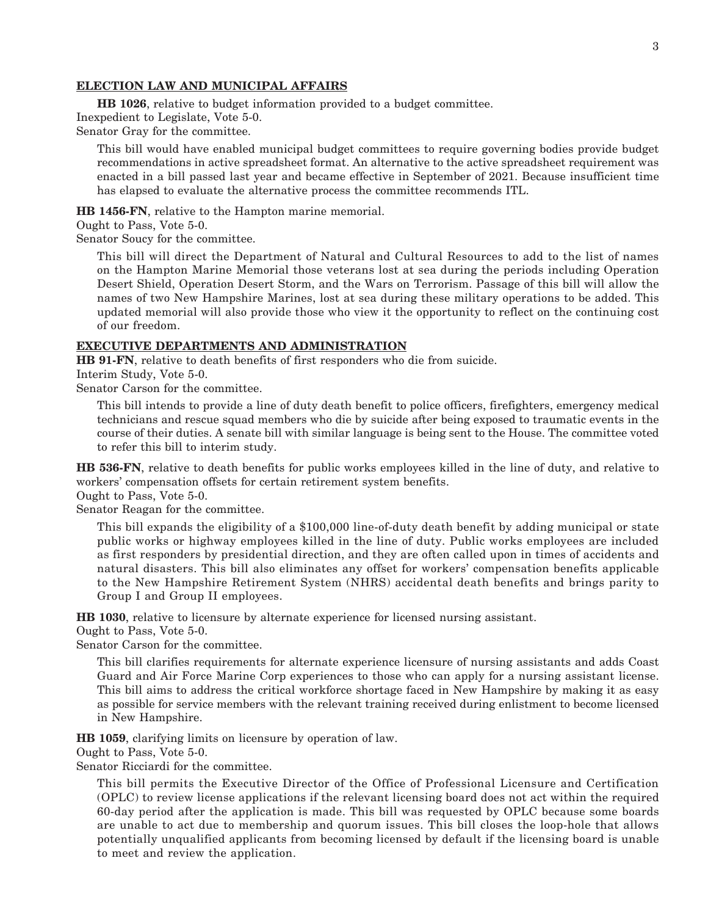## ELECTION LAW AND MUNICIPAL AFFAIRS

**HB 1026**, relative to budget information provided to a budget committee.
Inexpedient to Legislate, Vote 5-0.
Senator Gray for the committee.

This bill would have enabled municipal budget committees to require governing bodies provide budget recommendations in active spreadsheet format. An alternative to the active spreadsheet requirement was enacted in a bill passed last year and became effective in September of 2021. Because insufficient time has elapsed to evaluate the alternative process the committee recommends ITL.

**HB 1456-FN**, relative to the Hampton marine memorial.
Ought to Pass, Vote 5-0.
Senator Soucy for the committee.

This bill will direct the Department of Natural and Cultural Resources to add to the list of names on the Hampton Marine Memorial those veterans lost at sea during the periods including Operation Desert Shield, Operation Desert Storm, and the Wars on Terrorism. Passage of this bill will allow the names of two New Hampshire Marines, lost at sea during these military operations to be added. This updated memorial will also provide those who view it the opportunity to reflect on the continuing cost of our freedom.

## EXECUTIVE DEPARTMENTS AND ADMINISTRATION

**HB 91-FN**, relative to death benefits of first responders who die from suicide.
Interim Study, Vote 5-0.
Senator Carson for the committee.

This bill intends to provide a line of duty death benefit to police officers, firefighters, emergency medical technicians and rescue squad members who die by suicide after being exposed to traumatic events in the course of their duties. A senate bill with similar language is being sent to the House. The committee voted to refer this bill to interim study.

**HB 536-FN**, relative to death benefits for public works employees killed in the line of duty, and relative to workers' compensation offsets for certain retirement system benefits.
Ought to Pass, Vote 5-0.
Senator Reagan for the committee.

This bill expands the eligibility of a $100,000 line-of-duty death benefit by adding municipal or state public works or highway employees killed in the line of duty. Public works employees are included as first responders by presidential direction, and they are often called upon in times of accidents and natural disasters. This bill also eliminates any offset for workers' compensation benefits applicable to the New Hampshire Retirement System (NHRS) accidental death benefits and brings parity to Group I and Group II employees.

**HB 1030**, relative to licensure by alternate experience for licensed nursing assistant.
Ought to Pass, Vote 5-0.
Senator Carson for the committee.

This bill clarifies requirements for alternate experience licensure of nursing assistants and adds Coast Guard and Air Force Marine Corp experiences to those who can apply for a nursing assistant license. This bill aims to address the critical workforce shortage faced in New Hampshire by making it as easy as possible for service members with the relevant training received during enlistment to become licensed in New Hampshire.

**HB 1059**, clarifying limits on licensure by operation of law.
Ought to Pass, Vote 5-0.
Senator Ricciardi for the committee.

This bill permits the Executive Director of the Office of Professional Licensure and Certification (OPLC) to review license applications if the relevant licensing board does not act within the required 60-day period after the application is made. This bill was requested by OPLC because some boards are unable to act due to membership and quorum issues. This bill closes the loop-hole that allows potentially unqualified applicants from becoming licensed by default if the licensing board is unable to meet and review the application.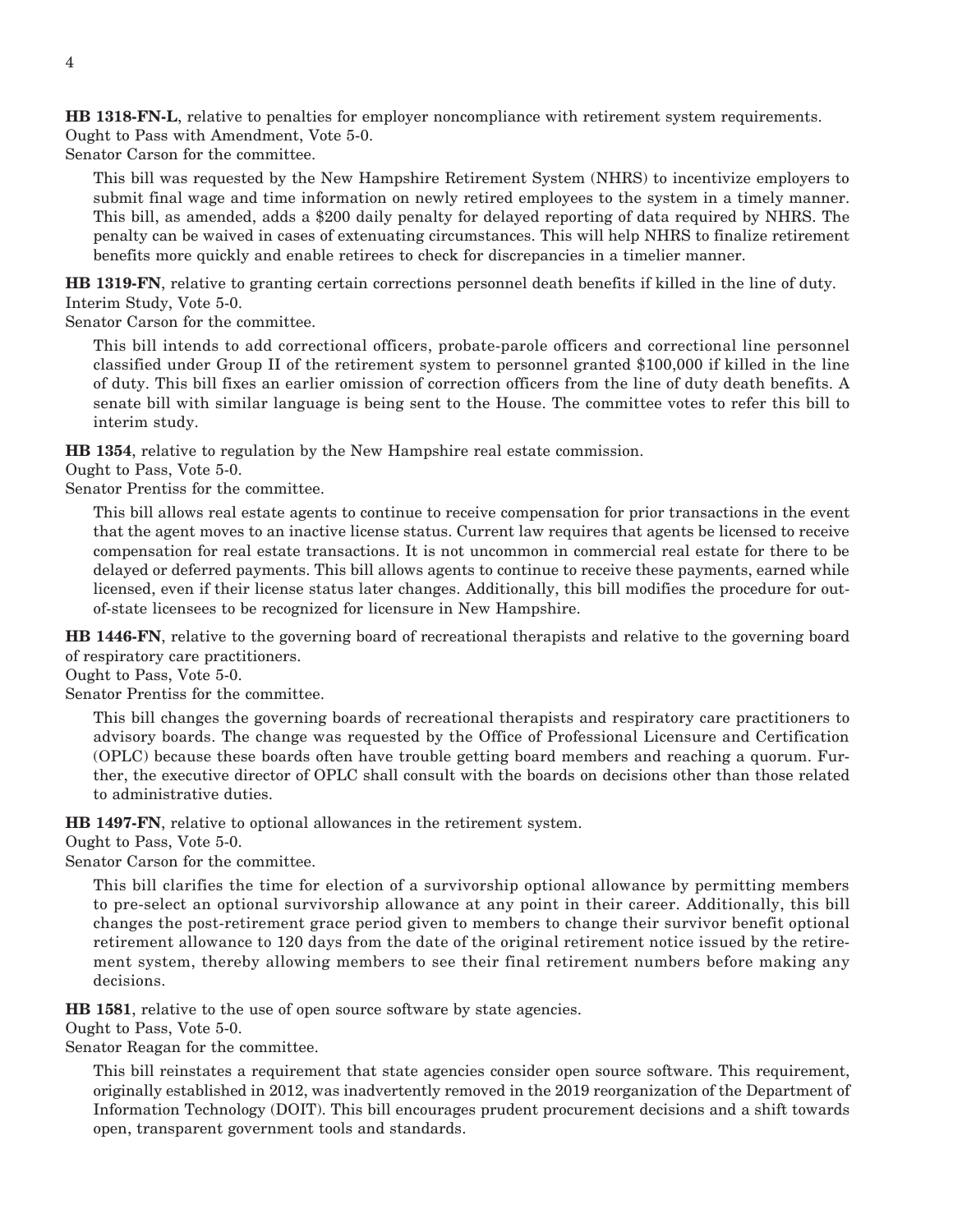**HB 1318-FN-L**, relative to penalties for employer noncompliance with retirement system requirements.
Ought to Pass with Amendment, Vote 5-0.
Senator Carson for the committee.

This bill was requested by the New Hampshire Retirement System (NHRS) to incentivize employers to submit final wage and time information on newly retired employees to the system in a timely manner. This bill, as amended, adds a $200 daily penalty for delayed reporting of data required by NHRS. The penalty can be waived in cases of extenuating circumstances. This will help NHRS to finalize retirement benefits more quickly and enable retirees to check for discrepancies in a timelier manner.

**HB 1319-FN**, relative to granting certain corrections personnel death benefits if killed in the line of duty.
Interim Study, Vote 5-0.
Senator Carson for the committee.

This bill intends to add correctional officers, probate-parole officers and correctional line personnel classified under Group II of the retirement system to personnel granted $100,000 if killed in the line of duty. This bill fixes an earlier omission of correction officers from the line of duty death benefits. A senate bill with similar language is being sent to the House. The committee votes to refer this bill to interim study.

**HB 1354**, relative to regulation by the New Hampshire real estate commission.
Ought to Pass, Vote 5-0.
Senator Prentiss for the committee.

This bill allows real estate agents to continue to receive compensation for prior transactions in the event that the agent moves to an inactive license status. Current law requires that agents be licensed to receive compensation for real estate transactions. It is not uncommon in commercial real estate for there to be delayed or deferred payments. This bill allows agents to continue to receive these payments, earned while licensed, even if their license status later changes. Additionally, this bill modifies the procedure for out-of-state licensees to be recognized for licensure in New Hampshire.

**HB 1446-FN**, relative to the governing board of recreational therapists and relative to the governing board of respiratory care practitioners.
Ought to Pass, Vote 5-0.
Senator Prentiss for the committee.

This bill changes the governing boards of recreational therapists and respiratory care practitioners to advisory boards. The change was requested by the Office of Professional Licensure and Certification (OPLC) because these boards often have trouble getting board members and reaching a quorum. Further, the executive director of OPLC shall consult with the boards on decisions other than those related to administrative duties.

**HB 1497-FN**, relative to optional allowances in the retirement system.
Ought to Pass, Vote 5-0.
Senator Carson for the committee.

This bill clarifies the time for election of a survivorship optional allowance by permitting members to pre-select an optional survivorship allowance at any point in their career. Additionally, this bill changes the post-retirement grace period given to members to change their survivor benefit optional retirement allowance to 120 days from the date of the original retirement notice issued by the retirement system, thereby allowing members to see their final retirement numbers before making any decisions.

**HB 1581**, relative to the use of open source software by state agencies.
Ought to Pass, Vote 5-0.
Senator Reagan for the committee.

This bill reinstates a requirement that state agencies consider open source software. This requirement, originally established in 2012, was inadvertently removed in the 2019 reorganization of the Department of Information Technology (DOIT). This bill encourages prudent procurement decisions and a shift towards open, transparent government tools and standards.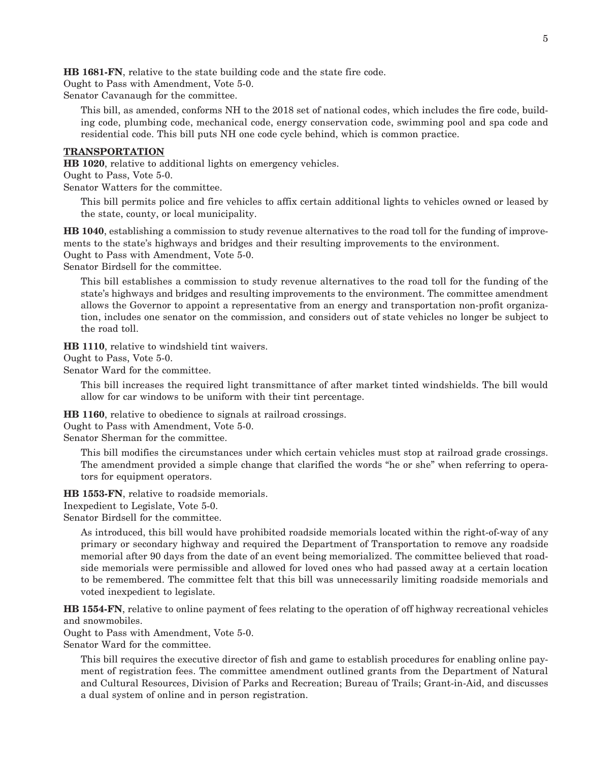**HB 1681-FN**, relative to the state building code and the state fire code.
Ought to Pass with Amendment, Vote 5-0.
Senator Cavanaugh for the committee.

This bill, as amended, conforms NH to the 2018 set of national codes, which includes the fire code, building code, plumbing code, mechanical code, energy conservation code, swimming pool and spa code and residential code. This bill puts NH one code cycle behind, which is common practice.

**TRANSPORTATION**

**HB 1020**, relative to additional lights on emergency vehicles.
Ought to Pass, Vote 5-0.
Senator Watters for the committee.

This bill permits police and fire vehicles to affix certain additional lights to vehicles owned or leased by the state, county, or local municipality.

**HB 1040**, establishing a commission to study revenue alternatives to the road toll for the funding of improvements to the state's highways and bridges and their resulting improvements to the environment.
Ought to Pass with Amendment, Vote 5-0.
Senator Birdsell for the committee.

This bill establishes a commission to study revenue alternatives to the road toll for the funding of the state's highways and bridges and resulting improvements to the environment. The committee amendment allows the Governor to appoint a representative from an energy and transportation non-profit organization, includes one senator on the commission, and considers out of state vehicles no longer be subject to the road toll.

**HB 1110**, relative to windshield tint waivers.
Ought to Pass, Vote 5-0.
Senator Ward for the committee.

This bill increases the required light transmittance of after market tinted windshields. The bill would allow for car windows to be uniform with their tint percentage.

**HB 1160**, relative to obedience to signals at railroad crossings.
Ought to Pass with Amendment, Vote 5-0.
Senator Sherman for the committee.

This bill modifies the circumstances under which certain vehicles must stop at railroad grade crossings. The amendment provided a simple change that clarified the words "he or she" when referring to operators for equipment operators.

**HB 1553-FN**, relative to roadside memorials.
Inexpedient to Legislate, Vote 5-0.
Senator Birdsell for the committee.

As introduced, this bill would have prohibited roadside memorials located within the right-of-way of any primary or secondary highway and required the Department of Transportation to remove any roadside memorial after 90 days from the date of an event being memorialized. The committee believed that roadside memorials were permissible and allowed for loved ones who had passed away at a certain location to be remembered. The committee felt that this bill was unnecessarily limiting roadside memorials and voted inexpedient to legislate.

**HB 1554-FN**, relative to online payment of fees relating to the operation of off highway recreational vehicles and snowmobiles.
Ought to Pass with Amendment, Vote 5-0.
Senator Ward for the committee.

This bill requires the executive director of fish and game to establish procedures for enabling online payment of registration fees. The committee amendment outlined grants from the Department of Natural and Cultural Resources, Division of Parks and Recreation; Bureau of Trails; Grant-in-Aid, and discusses a dual system of online and in person registration.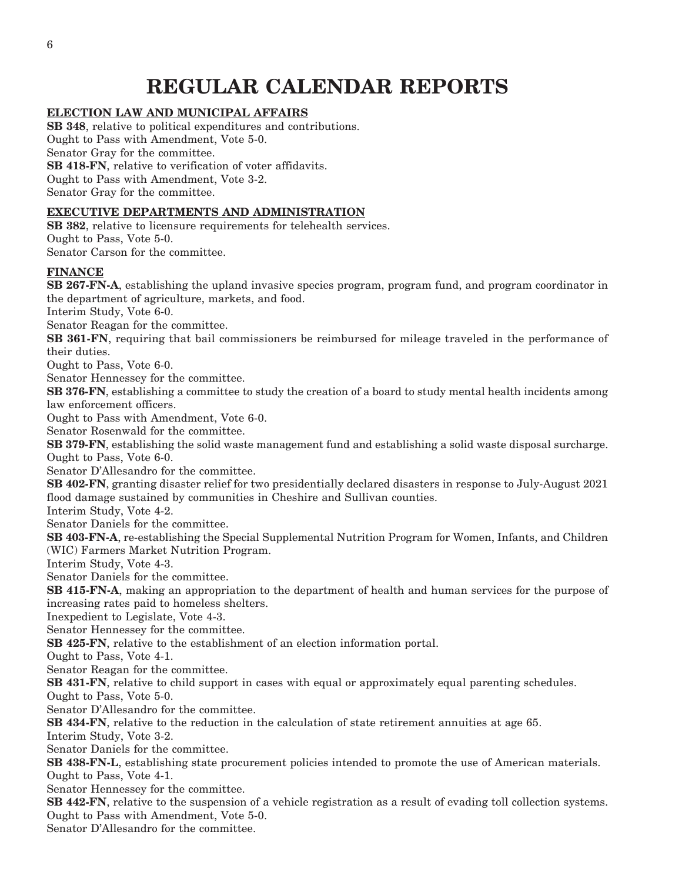# REGULAR CALENDAR REPORTS

## ELECTION LAW AND MUNICIPAL AFFAIRS

**SB 348**, relative to political expenditures and contributions.
Ought to Pass with Amendment, Vote 5-0.
Senator Gray for the committee.

**SB 418-FN**, relative to verification of voter affidavits.
Ought to Pass with Amendment, Vote 3-2.
Senator Gray for the committee.

## EXECUTIVE DEPARTMENTS AND ADMINISTRATION

**SB 382**, relative to licensure requirements for telehealth services.
Ought to Pass, Vote 5-0.
Senator Carson for the committee.

## FINANCE

**SB 267-FN-A**, establishing the upland invasive species program, program fund, and program coordinator in the department of agriculture, markets, and food.
Interim Study, Vote 6-0.
Senator Reagan for the committee.

**SB 361-FN**, requiring that bail commissioners be reimbursed for mileage traveled in the performance of their duties.
Ought to Pass, Vote 6-0.
Senator Hennessey for the committee.

**SB 376-FN**, establishing a committee to study the creation of a board to study mental health incidents among law enforcement officers.
Ought to Pass with Amendment, Vote 6-0.
Senator Rosenwald for the committee.

**SB 379-FN**, establishing the solid waste management fund and establishing a solid waste disposal surcharge.
Ought to Pass, Vote 6-0.
Senator D'Allesandro for the committee.

**SB 402-FN**, granting disaster relief for two presidentially declared disasters in response to July-August 2021 flood damage sustained by communities in Cheshire and Sullivan counties.
Interim Study, Vote 4-2.
Senator Daniels for the committee.

**SB 403-FN-A**, re-establishing the Special Supplemental Nutrition Program for Women, Infants, and Children (WIC) Farmers Market Nutrition Program.
Interim Study, Vote 4-3.
Senator Daniels for the committee.

**SB 415-FN-A**, making an appropriation to the department of health and human services for the purpose of increasing rates paid to homeless shelters.
Inexpedient to Legislate, Vote 4-3.
Senator Hennessey for the committee.

**SB 425-FN**, relative to the establishment of an election information portal.
Ought to Pass, Vote 4-1.
Senator Reagan for the committee.

**SB 431-FN**, relative to child support in cases with equal or approximately equal parenting schedules.
Ought to Pass, Vote 5-0.
Senator D'Allesandro for the committee.

**SB 434-FN**, relative to the reduction in the calculation of state retirement annuities at age 65.
Interim Study, Vote 3-2.
Senator Daniels for the committee.

**SB 438-FN-L**, establishing state procurement policies intended to promote the use of American materials.
Ought to Pass, Vote 4-1.
Senator Hennessey for the committee.

**SB 442-FN**, relative to the suspension of a vehicle registration as a result of evading toll collection systems.
Ought to Pass with Amendment, Vote 5-0.
Senator D'Allesandro for the committee.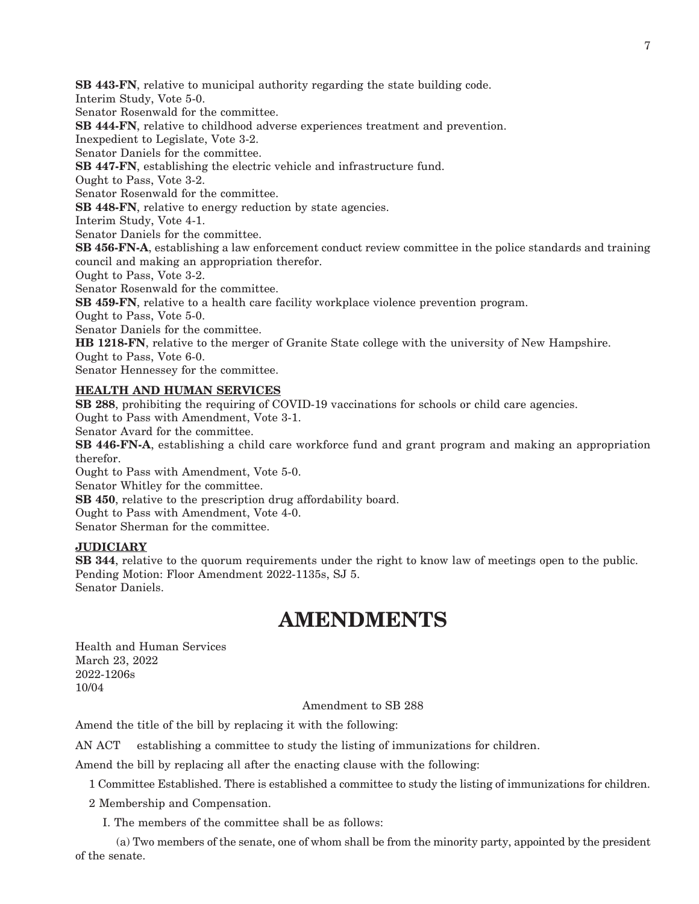**SB 443-FN**, relative to municipal authority regarding the state building code.
Interim Study, Vote 5-0.
Senator Rosenwald for the committee.

**SB 444-FN**, relative to childhood adverse experiences treatment and prevention.
Inexpedient to Legislate, Vote 3-2.
Senator Daniels for the committee.

**SB 447-FN**, establishing the electric vehicle and infrastructure fund.
Ought to Pass, Vote 3-2.
Senator Rosenwald for the committee.

**SB 448-FN**, relative to energy reduction by state agencies.
Interim Study, Vote 4-1.
Senator Daniels for the committee.

**SB 456-FN-A**, establishing a law enforcement conduct review committee in the police standards and training council and making an appropriation therefor.
Ought to Pass, Vote 3-2.
Senator Rosenwald for the committee.

**SB 459-FN**, relative to a health care facility workplace violence prevention program.
Ought to Pass, Vote 5-0.
Senator Daniels for the committee.

**HB 1218-FN**, relative to the merger of Granite State college with the university of New Hampshire.
Ought to Pass, Vote 6-0.
Senator Hennessey for the committee.

**HEALTH AND HUMAN SERVICES**

**SB 288**, prohibiting the requiring of COVID-19 vaccinations for schools or child care agencies.
Ought to Pass with Amendment, Vote 3-1.
Senator Avard for the committee.

**SB 446-FN-A**, establishing a child care workforce fund and grant program and making an appropriation therefor.
Ought to Pass with Amendment, Vote 5-0.
Senator Whitley for the committee.

**SB 450**, relative to the prescription drug affordability board.
Ought to Pass with Amendment, Vote 4-0.
Senator Sherman for the committee.

**JUDICIARY**

**SB 344**, relative to the quorum requirements under the right to know law of meetings open to the public.
Pending Motion: Floor Amendment 2022-1135s, SJ 5.
Senator Daniels.

# AMENDMENTS

Health and Human Services
March 23, 2022
2022-1206s
10/04

Amendment to SB 288

Amend the title of the bill by replacing it with the following:

AN ACT establishing a committee to study the listing of immunizations for children.

Amend the bill by replacing all after the enacting clause with the following:

1 Committee Established. There is established a committee to study the listing of immunizations for children.

2 Membership and Compensation.

I. The members of the committee shall be as follows:

(a) Two members of the senate, one of whom shall be from the minority party, appointed by the president of the senate.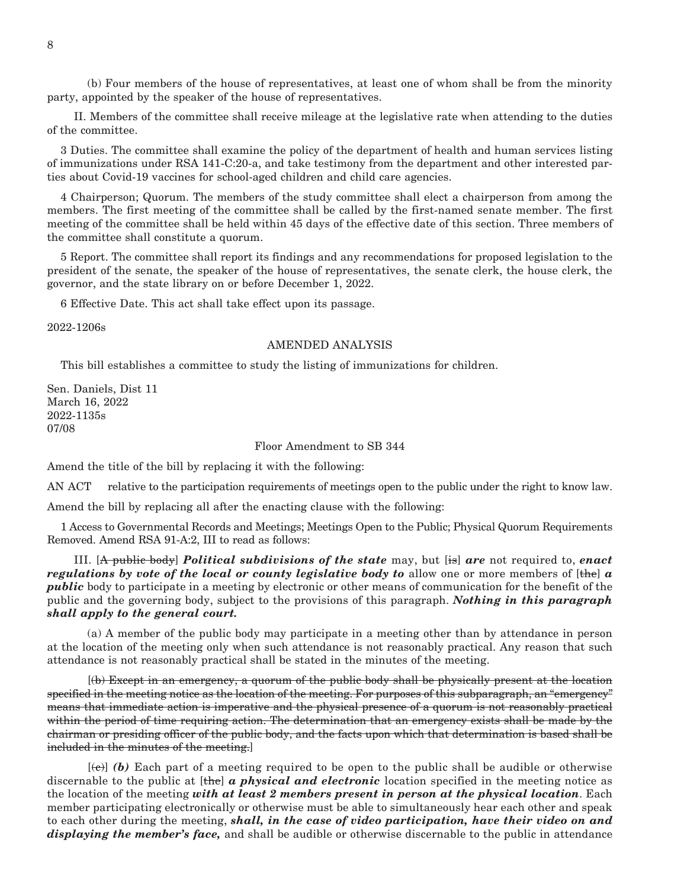(b) Four members of the house of representatives, at least one of whom shall be from the minority party, appointed by the speaker of the house of representatives.

II. Members of the committee shall receive mileage at the legislative rate when attending to the duties of the committee.

3 Duties. The committee shall examine the policy of the department of health and human services listing of immunizations under RSA 141-C:20-a, and take testimony from the department and other interested parties about Covid-19 vaccines for school-aged children and child care agencies.

4 Chairperson; Quorum. The members of the study committee shall elect a chairperson from among the members. The first meeting of the committee shall be called by the first-named senate member. The first meeting of the committee shall be held within 45 days of the effective date of this section. Three members of the committee shall constitute a quorum.

5 Report. The committee shall report its findings and any recommendations for proposed legislation to the president of the senate, the speaker of the house of representatives, the senate clerk, the house clerk, the governor, and the state library on or before December 1, 2022.

6 Effective Date. This act shall take effect upon its passage.

2022-1206s

AMENDED ANALYSIS

This bill establishes a committee to study the listing of immunizations for children.

Sen. Daniels, Dist 11
March 16, 2022
2022-1135s
07/08

Floor Amendment to SB 344

Amend the title of the bill by replacing it with the following:

AN ACT relative to the participation requirements of meetings open to the public under the right to know law.

Amend the bill by replacing all after the enacting clause with the following:

1 Access to Governmental Records and Meetings; Meetings Open to the Public; Physical Quorum Requirements Removed. Amend RSA 91-A:2, III to read as follows:

III. [~~A public body~~] ***Political subdivisions of the state*** may, but [~~is~~] ***are*** not required to, ***enact regulations by vote of the local or county legislative body to*** allow one or more members of [~~the~~] ***a public*** body to participate in a meeting by electronic or other means of communication for the benefit of the public and the governing body, subject to the provisions of this paragraph. ***Nothing in this paragraph shall apply to the general court.***

(a) A member of the public body may participate in a meeting other than by attendance in person at the location of the meeting only when such attendance is not reasonably practical. Any reason that such attendance is not reasonably practical shall be stated in the minutes of the meeting.

[~~(b) Except in an emergency, a quorum of the public body shall be physically present at the location specified in the meeting notice as the location of the meeting. For purposes of this subparagraph, an "emergency" means that immediate action is imperative and the physical presence of a quorum is not reasonably practical within the period of time requiring action. The determination that an emergency exists shall be made by the chairman or presiding officer of the public body, and the facts upon which that determination is based shall be included in the minutes of the meeting.~~]

[~~(c)~~] ***(b)*** Each part of a meeting required to be open to the public shall be audible or otherwise discernable to the public at [~~the~~] ***a physical and electronic*** location specified in the meeting notice as the location of the meeting ***with at least 2 members present in person at the physical location***. Each member participating electronically or otherwise must be able to simultaneously hear each other and speak to each other during the meeting, ***shall, in the case of video participation, have their video on and displaying the member's face,*** and shall be audible or otherwise discernable to the public in attendance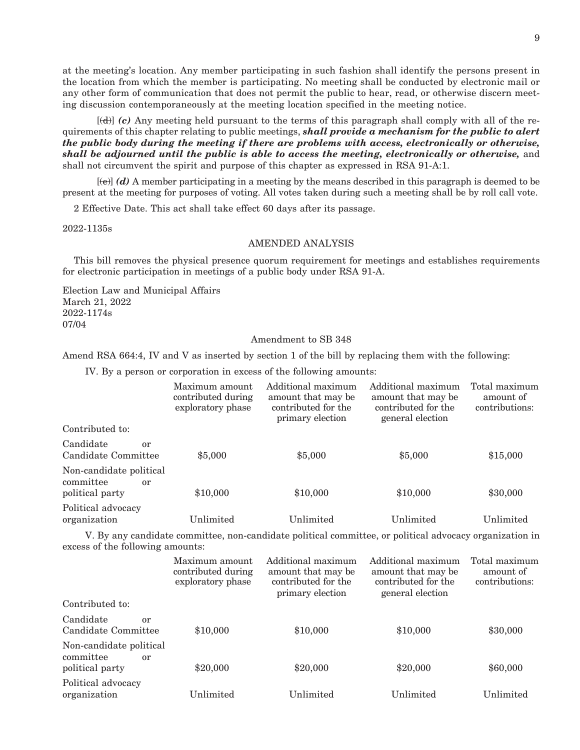at the meeting's location. Any member participating in such fashion shall identify the persons present in the location from which the member is participating. No meeting shall be conducted by electronic mail or any other form of communication that does not permit the public to hear, read, or otherwise discern meeting discussion contemporaneously at the meeting location specified in the meeting notice.

[~~(d)~~] ***(c)*** Any meeting held pursuant to the terms of this paragraph shall comply with all of the requirements of this chapter relating to public meetings, ***shall provide a mechanism for the public to alert the public body during the meeting if there are problems with access, electronically or otherwise, shall be adjourned until the public is able to access the meeting, electronically or otherwise,*** and shall not circumvent the spirit and purpose of this chapter as expressed in RSA 91-A:1.

[~~(e)~~] ***(d)*** A member participating in a meeting by the means described in this paragraph is deemed to be present at the meeting for purposes of voting. All votes taken during such a meeting shall be by roll call vote.

2 Effective Date. This act shall take effect 60 days after its passage.

2022-1135s

AMENDED ANALYSIS

This bill removes the physical presence quorum requirement for meetings and establishes requirements for electronic participation in meetings of a public body under RSA 91-A.

Election Law and Municipal Affairs
March 21, 2022
2022-1174s
07/04

Amendment to SB 348

Amend RSA 664:4, IV and V as inserted by section 1 of the bill by replacing them with the following:

IV. By a person or corporation in excess of the following amounts:

| | Maximum amount contributed during exploratory phase | Additional maximum amount that may be contributed for the primary election | Additional maximum amount that may be contributed for the general election | Total maximum amount of contributions: |
|---|---|---|---|---|
| Contributed to: | | | | |
| Candidate or Candidate Committee | \$5,000 | \$5,000 | \$5,000 | \$15,000 |
| Non-candidate political committee or political party | \$10,000 | \$10,000 | \$10,000 | \$30,000 |
| Political advocacy organization | Unlimited | Unlimited | Unlimited | Unlimited |

V. By any candidate committee, non-candidate political committee, or political advocacy organization in excess of the following amounts:

| | Maximum amount contributed during exploratory phase | Additional maximum amount that may be contributed for the primary election | Additional maximum amount that may be contributed for the general election | Total maximum amount of contributions: |
|---|---|---|---|---|
| Contributed to: | | | | |
| Candidate or Candidate Committee | \$10,000 | \$10,000 | \$10,000 | \$30,000 |
| Non-candidate political committee or political party | \$20,000 | \$20,000 | \$20,000 | \$60,000 |
| Political advocacy organization | Unlimited | Unlimited | Unlimited | Unlimited |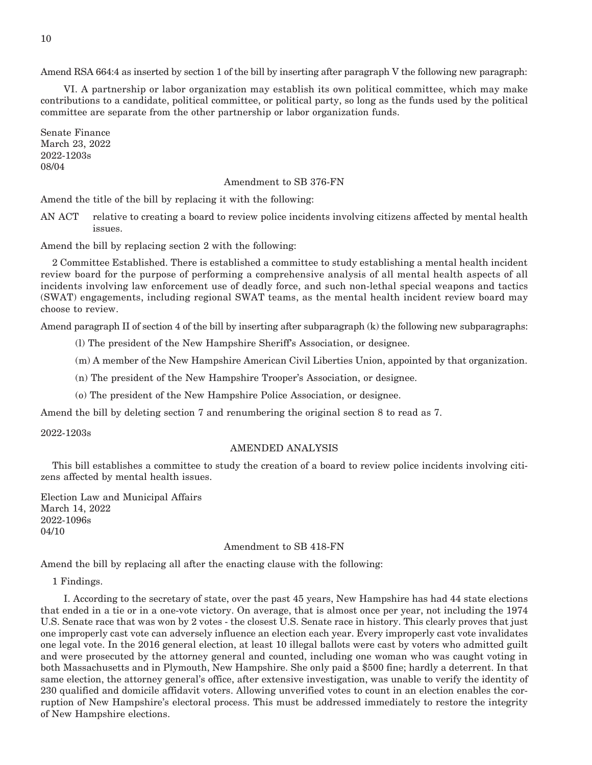Amend RSA 664:4 as inserted by section 1 of the bill by inserting after paragraph V the following new paragraph:

VI. A partnership or labor organization may establish its own political committee, which may make contributions to a candidate, political committee, or political party, so long as the funds used by the political committee are separate from the other partnership or labor organization funds.

Senate Finance
March 23, 2022
2022-1203s
08/04

Amendment to SB 376-FN

Amend the title of the bill by replacing it with the following:

AN ACT relative to creating a board to review police incidents involving citizens affected by mental health issues.

Amend the bill by replacing section 2 with the following:

2 Committee Established. There is established a committee to study establishing a mental health incident review board for the purpose of performing a comprehensive analysis of all mental health aspects of all incidents involving law enforcement use of deadly force, and such non-lethal special weapons and tactics (SWAT) engagements, including regional SWAT teams, as the mental health incident review board may choose to review.

Amend paragraph II of section 4 of the bill by inserting after subparagraph (k) the following new subparagraphs:

(l) The president of the New Hampshire Sheriff's Association, or designee.

(m) A member of the New Hampshire American Civil Liberties Union, appointed by that organization.

(n) The president of the New Hampshire Trooper's Association, or designee.

(o) The president of the New Hampshire Police Association, or designee.

Amend the bill by deleting section 7 and renumbering the original section 8 to read as 7.

2022-1203s

AMENDED ANALYSIS

This bill establishes a committee to study the creation of a board to review police incidents involving citizens affected by mental health issues.

Election Law and Municipal Affairs
March 14, 2022
2022-1096s
04/10

Amendment to SB 418-FN

Amend the bill by replacing all after the enacting clause with the following:

1 Findings.

I. According to the secretary of state, over the past 45 years, New Hampshire has had 44 state elections that ended in a tie or in a one-vote victory. On average, that is almost once per year, not including the 1974 U.S. Senate race that was won by 2 votes - the closest U.S. Senate race in history. This clearly proves that just one improperly cast vote can adversely influence an election each year. Every improperly cast vote invalidates one legal vote. In the 2016 general election, at least 10 illegal ballots were cast by voters who admitted guilt and were prosecuted by the attorney general and counted, including one woman who was caught voting in both Massachusetts and in Plymouth, New Hampshire. She only paid a $500 fine; hardly a deterrent. In that same election, the attorney general's office, after extensive investigation, was unable to verify the identity of 230 qualified and domicile affidavit voters. Allowing unverified votes to count in an election enables the corruption of New Hampshire's electoral process. This must be addressed immediately to restore the integrity of New Hampshire elections.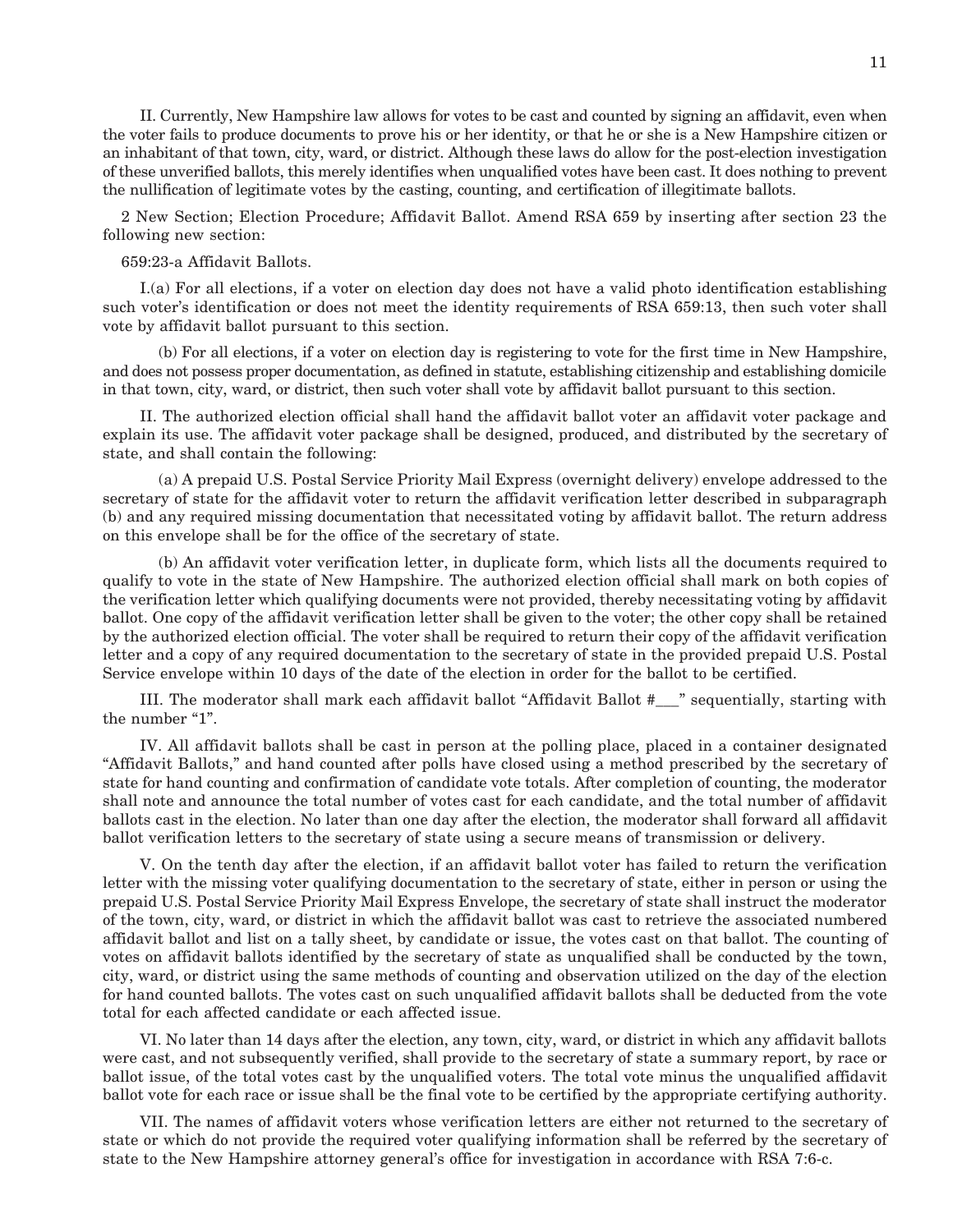II. Currently, New Hampshire law allows for votes to be cast and counted by signing an affidavit, even when the voter fails to produce documents to prove his or her identity, or that he or she is a New Hampshire citizen or an inhabitant of that town, city, ward, or district. Although these laws do allow for the post-election investigation of these unverified ballots, this merely identifies when unqualified votes have been cast. It does nothing to prevent the nullification of legitimate votes by the casting, counting, and certification of illegitimate ballots.

2 New Section; Election Procedure; Affidavit Ballot. Amend RSA 659 by inserting after section 23 the following new section:

659:23-a Affidavit Ballots.

I.(a) For all elections, if a voter on election day does not have a valid photo identification establishing such voter's identification or does not meet the identity requirements of RSA 659:13, then such voter shall vote by affidavit ballot pursuant to this section.

(b) For all elections, if a voter on election day is registering to vote for the first time in New Hampshire, and does not possess proper documentation, as defined in statute, establishing citizenship and establishing domicile in that town, city, ward, or district, then such voter shall vote by affidavit ballot pursuant to this section.

II. The authorized election official shall hand the affidavit ballot voter an affidavit voter package and explain its use. The affidavit voter package shall be designed, produced, and distributed by the secretary of state, and shall contain the following:

(a) A prepaid U.S. Postal Service Priority Mail Express (overnight delivery) envelope addressed to the secretary of state for the affidavit voter to return the affidavit verification letter described in subparagraph (b) and any required missing documentation that necessitated voting by affidavit ballot. The return address on this envelope shall be for the office of the secretary of state.

(b) An affidavit voter verification letter, in duplicate form, which lists all the documents required to qualify to vote in the state of New Hampshire. The authorized election official shall mark on both copies of the verification letter which qualifying documents were not provided, thereby necessitating voting by affidavit ballot. One copy of the affidavit verification letter shall be given to the voter; the other copy shall be retained by the authorized election official. The voter shall be required to return their copy of the affidavit verification letter and a copy of any required documentation to the secretary of state in the provided prepaid U.S. Postal Service envelope within 10 days of the date of the election in order for the ballot to be certified.

III. The moderator shall mark each affidavit ballot "Affidavit Ballot #___" sequentially, starting with the number "1".

IV. All affidavit ballots shall be cast in person at the polling place, placed in a container designated "Affidavit Ballots," and hand counted after polls have closed using a method prescribed by the secretary of state for hand counting and confirmation of candidate vote totals. After completion of counting, the moderator shall note and announce the total number of votes cast for each candidate, and the total number of affidavit ballots cast in the election. No later than one day after the election, the moderator shall forward all affidavit ballot verification letters to the secretary of state using a secure means of transmission or delivery.

V. On the tenth day after the election, if an affidavit ballot voter has failed to return the verification letter with the missing voter qualifying documentation to the secretary of state, either in person or using the prepaid U.S. Postal Service Priority Mail Express Envelope, the secretary of state shall instruct the moderator of the town, city, ward, or district in which the affidavit ballot was cast to retrieve the associated numbered affidavit ballot and list on a tally sheet, by candidate or issue, the votes cast on that ballot. The counting of votes on affidavit ballots identified by the secretary of state as unqualified shall be conducted by the town, city, ward, or district using the same methods of counting and observation utilized on the day of the election for hand counted ballots. The votes cast on such unqualified affidavit ballots shall be deducted from the vote total for each affected candidate or each affected issue.

VI. No later than 14 days after the election, any town, city, ward, or district in which any affidavit ballots were cast, and not subsequently verified, shall provide to the secretary of state a summary report, by race or ballot issue, of the total votes cast by the unqualified voters. The total vote minus the unqualified affidavit ballot vote for each race or issue shall be the final vote to be certified by the appropriate certifying authority.

VII. The names of affidavit voters whose verification letters are either not returned to the secretary of state or which do not provide the required voter qualifying information shall be referred by the secretary of state to the New Hampshire attorney general's office for investigation in accordance with RSA 7:6-c.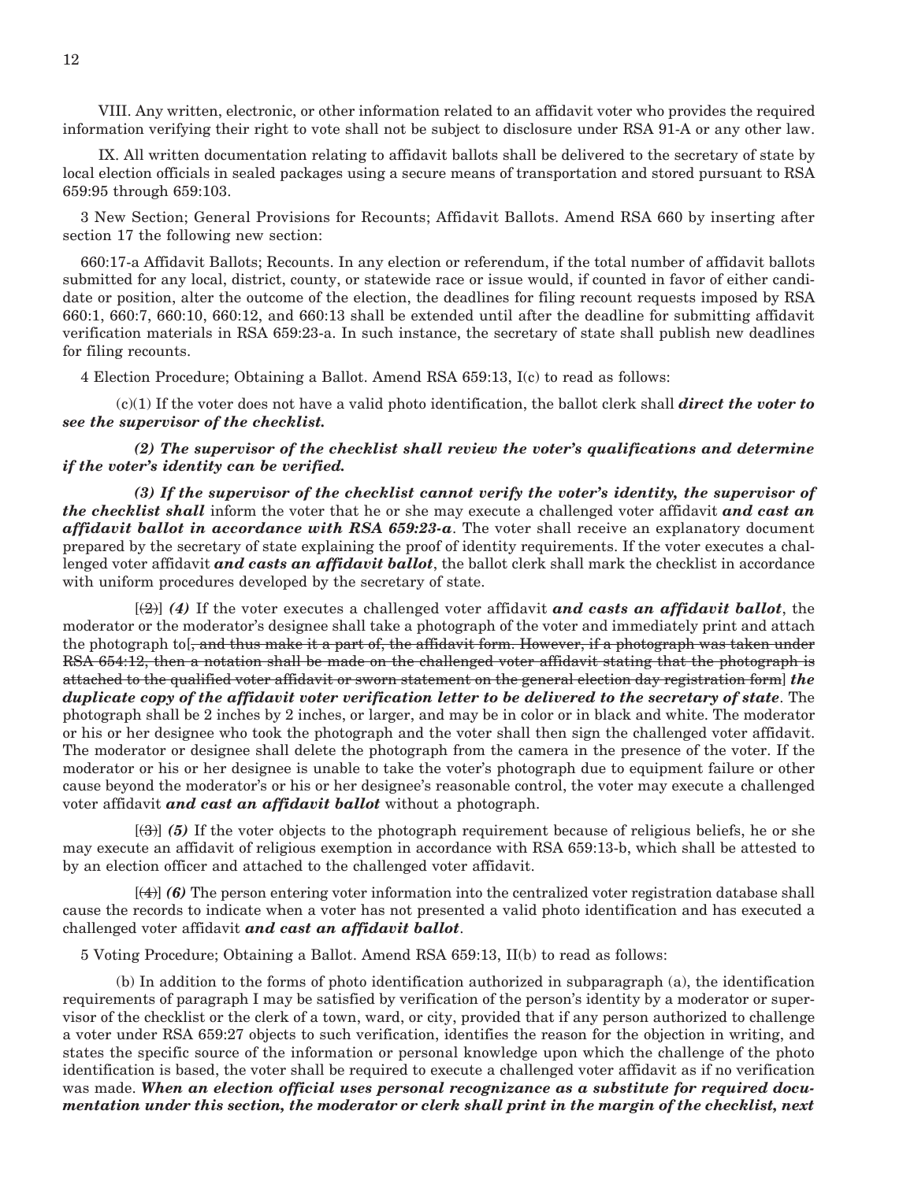VIII. Any written, electronic, or other information related to an affidavit voter who provides the required information verifying their right to vote shall not be subject to disclosure under RSA 91-A or any other law.

IX. All written documentation relating to affidavit ballots shall be delivered to the secretary of state by local election officials in sealed packages using a secure means of transportation and stored pursuant to RSA 659:95 through 659:103.

3 New Section; General Provisions for Recounts; Affidavit Ballots. Amend RSA 660 by inserting after section 17 the following new section:

660:17-a Affidavit Ballots; Recounts. In any election or referendum, if the total number of affidavit ballots submitted for any local, district, county, or statewide race or issue would, if counted in favor of either candidate or position, alter the outcome of the election, the deadlines for filing recount requests imposed by RSA 660:1, 660:7, 660:10, 660:12, and 660:13 shall be extended until after the deadline for submitting affidavit verification materials in RSA 659:23-a. In such instance, the secretary of state shall publish new deadlines for filing recounts.

4 Election Procedure; Obtaining a Ballot. Amend RSA 659:13, I(c) to read as follows:

(c)(1) If the voter does not have a valid photo identification, the ballot clerk shall ***direct the voter to see the supervisor of the checklist.***

***(2) The supervisor of the checklist shall review the voter's qualifications and determine if the voter's identity can be verified.***

***(3) If the supervisor of the checklist cannot verify the voter's identity, the supervisor of the checklist shall*** inform the voter that he or she may execute a challenged voter affidavit ***and cast an affidavit ballot in accordance with RSA 659:23-a***. The voter shall receive an explanatory document prepared by the secretary of state explaining the proof of identity requirements. If the voter executes a challenged voter affidavit ***and casts an affidavit ballot***, the ballot clerk shall mark the checklist in accordance with uniform procedures developed by the secretary of state.

[~~(2)~~] ***(4)*** If the voter executes a challenged voter affidavit ***and casts an affidavit ballot***, the moderator or the moderator's designee shall take a photograph of the voter and immediately print and attach the photograph to[~~, and thus make it a part of, the affidavit form. However, if a photograph was taken under RSA 654:12, then a notation shall be made on the challenged voter affidavit stating that the photograph is attached to the qualified voter affidavit or sworn statement on the general election day registration form~~] ***the duplicate copy of the affidavit voter verification letter to be delivered to the secretary of state***. The photograph shall be 2 inches by 2 inches, or larger, and may be in color or in black and white. The moderator or his or her designee who took the photograph and the voter shall then sign the challenged voter affidavit. The moderator or designee shall delete the photograph from the camera in the presence of the voter. If the moderator or his or her designee is unable to take the voter's photograph due to equipment failure or other cause beyond the moderator's or his or her designee's reasonable control, the voter may execute a challenged voter affidavit ***and cast an affidavit ballot*** without a photograph.

[~~(3)~~] ***(5)*** If the voter objects to the photograph requirement because of religious beliefs, he or she may execute an affidavit of religious exemption in accordance with RSA 659:13-b, which shall be attested to by an election officer and attached to the challenged voter affidavit.

[~~(4)~~] ***(6)*** The person entering voter information into the centralized voter registration database shall cause the records to indicate when a voter has not presented a valid photo identification and has executed a challenged voter affidavit ***and cast an affidavit ballot***.

5 Voting Procedure; Obtaining a Ballot. Amend RSA 659:13, II(b) to read as follows:

(b) In addition to the forms of photo identification authorized in subparagraph (a), the identification requirements of paragraph I may be satisfied by verification of the person's identity by a moderator or supervisor of the checklist or the clerk of a town, ward, or city, provided that if any person authorized to challenge a voter under RSA 659:27 objects to such verification, identifies the reason for the objection in writing, and states the specific source of the information or personal knowledge upon which the challenge of the photo identification is based, the voter shall be required to execute a challenged voter affidavit as if no verification was made. ***When an election official uses personal recognizance as a substitute for required documentation under this section, the moderator or clerk shall print in the margin of the checklist, next***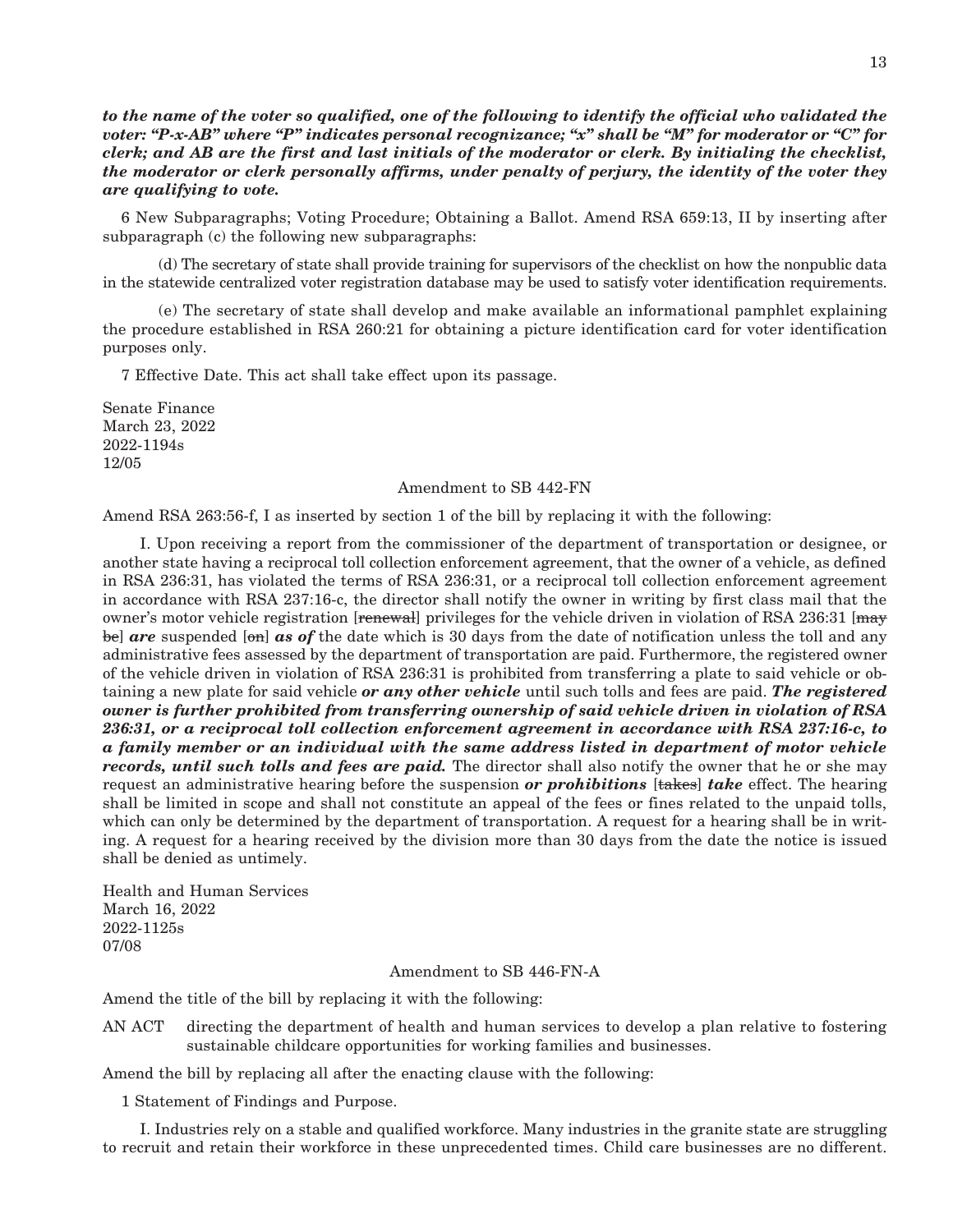***to the name of the voter so qualified, one of the following to identify the official who validated the voter: "P-x-AB" where "P" indicates personal recognizance; "x" shall be "M" for moderator or "C" for clerk; and AB are the first and last initials of the moderator or clerk. By initialing the checklist, the moderator or clerk personally affirms, under penalty of perjury, the identity of the voter they are qualifying to vote.***

6 New Subparagraphs; Voting Procedure; Obtaining a Ballot. Amend RSA 659:13, II by inserting after subparagraph (c) the following new subparagraphs:

(d) The secretary of state shall provide training for supervisors of the checklist on how the nonpublic data in the statewide centralized voter registration database may be used to satisfy voter identification requirements.

(e) The secretary of state shall develop and make available an informational pamphlet explaining the procedure established in RSA 260:21 for obtaining a picture identification card for voter identification purposes only.

7 Effective Date. This act shall take effect upon its passage.

Senate Finance
March 23, 2022
2022-1194s
12/05

Amendment to SB 442-FN

Amend RSA 263:56-f, I as inserted by section 1 of the bill by replacing it with the following:

I. Upon receiving a report from the commissioner of the department of transportation or designee, or another state having a reciprocal toll collection enforcement agreement, that the owner of a vehicle, as defined in RSA 236:31, has violated the terms of RSA 236:31, or a reciprocal toll collection enforcement agreement in accordance with RSA 237:16-c, the director shall notify the owner in writing by first class mail that the owner's motor vehicle registration [~~renewal~~] privileges for the vehicle driven in violation of RSA 236:31 [~~may be~~] ***are*** suspended [~~on~~] ***as of*** the date which is 30 days from the date of notification unless the toll and any administrative fees assessed by the department of transportation are paid. Furthermore, the registered owner of the vehicle driven in violation of RSA 236:31 is prohibited from transferring a plate to said vehicle or obtaining a new plate for said vehicle ***or any other vehicle*** until such tolls and fees are paid. ***The registered owner is further prohibited from transferring ownership of said vehicle driven in violation of RSA 236:31, or a reciprocal toll collection enforcement agreement in accordance with RSA 237:16-c, to a family member or an individual with the same address listed in department of motor vehicle records, until such tolls and fees are paid.*** The director shall also notify the owner that he or she may request an administrative hearing before the suspension ***or prohibitions*** [~~takes~~] ***take*** effect. The hearing shall be limited in scope and shall not constitute an appeal of the fees or fines related to the unpaid tolls, which can only be determined by the department of transportation. A request for a hearing shall be in writing. A request for a hearing received by the division more than 30 days from the date the notice is issued shall be denied as untimely.

Health and Human Services
March 16, 2022
2022-1125s
07/08

Amendment to SB 446-FN-A

Amend the title of the bill by replacing it with the following:

AN ACT directing the department of health and human services to develop a plan relative to fostering sustainable childcare opportunities for working families and businesses.

Amend the bill by replacing all after the enacting clause with the following:

1 Statement of Findings and Purpose.

I. Industries rely on a stable and qualified workforce. Many industries in the granite state are struggling to recruit and retain their workforce in these unprecedented times. Child care businesses are no different.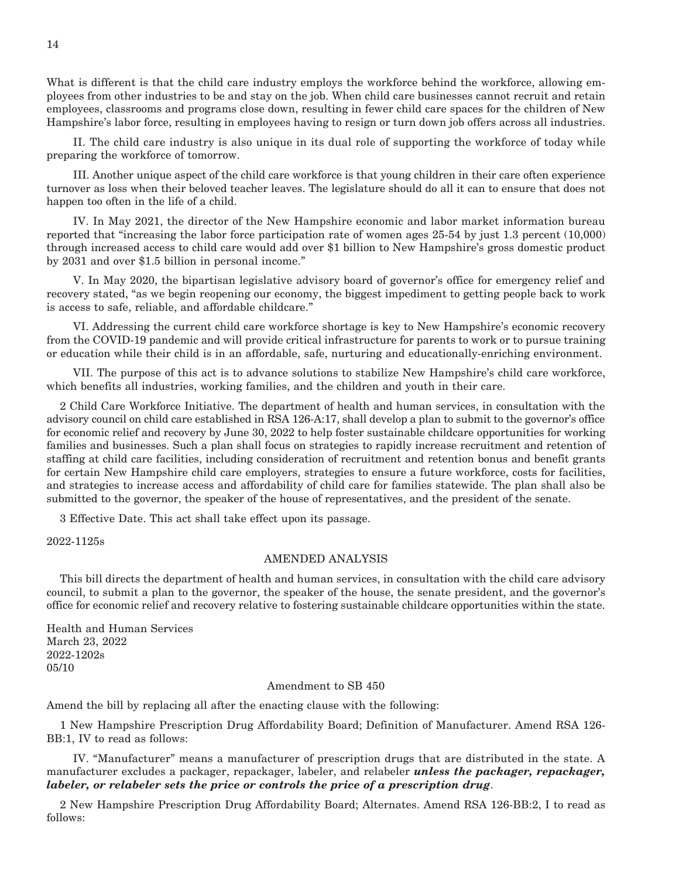What is different is that the child care industry employs the workforce behind the workforce, allowing employees from other industries to be and stay on the job. When child care businesses cannot recruit and retain employees, classrooms and programs close down, resulting in fewer child care spaces for the children of New Hampshire's labor force, resulting in employees having to resign or turn down job offers across all industries.

II. The child care industry is also unique in its dual role of supporting the workforce of today while preparing the workforce of tomorrow.

III. Another unique aspect of the child care workforce is that young children in their care often experience turnover as loss when their beloved teacher leaves. The legislature should do all it can to ensure that does not happen too often in the life of a child.

IV. In May 2021, the director of the New Hampshire economic and labor market information bureau reported that "increasing the labor force participation rate of women ages 25-54 by just 1.3 percent (10,000) through increased access to child care would add over $1 billion to New Hampshire's gross domestic product by 2031 and over $1.5 billion in personal income."

V. In May 2020, the bipartisan legislative advisory board of governor's office for emergency relief and recovery stated, "as we begin reopening our economy, the biggest impediment to getting people back to work is access to safe, reliable, and affordable childcare."

VI. Addressing the current child care workforce shortage is key to New Hampshire's economic recovery from the COVID-19 pandemic and will provide critical infrastructure for parents to work or to pursue training or education while their child is in an affordable, safe, nurturing and educationally-enriching environment.

VII. The purpose of this act is to advance solutions to stabilize New Hampshire's child care workforce, which benefits all industries, working families, and the children and youth in their care.

2 Child Care Workforce Initiative. The department of health and human services, in consultation with the advisory council on child care established in RSA 126-A:17, shall develop a plan to submit to the governor's office for economic relief and recovery by June 30, 2022 to help foster sustainable childcare opportunities for working families and businesses. Such a plan shall focus on strategies to rapidly increase recruitment and retention of staffing at child care facilities, including consideration of recruitment and retention bonus and benefit grants for certain New Hampshire child care employers, strategies to ensure a future workforce, costs for facilities, and strategies to increase access and affordability of child care for families statewide. The plan shall also be submitted to the governor, the speaker of the house of representatives, and the president of the senate.

3 Effective Date. This act shall take effect upon its passage.

2022-1125s

AMENDED ANALYSIS

This bill directs the department of health and human services, in consultation with the child care advisory council, to submit a plan to the governor, the speaker of the house, the senate president, and the governor's office for economic relief and recovery relative to fostering sustainable childcare opportunities within the state.

Health and Human Services
March 23, 2022
2022-1202s
05/10

Amendment to SB 450

Amend the bill by replacing all after the enacting clause with the following:

1 New Hampshire Prescription Drug Affordability Board; Definition of Manufacturer. Amend RSA 126-BB:1, IV to read as follows:

IV. "Manufacturer" means a manufacturer of prescription drugs that are distributed in the state. A manufacturer excludes a packager, repackager, labeler, and relabeler ***unless the packager, repackager, labeler, or relabeler sets the price or controls the price of a prescription drug***.

2 New Hampshire Prescription Drug Affordability Board; Alternates. Amend RSA 126-BB:2, I to read as follows: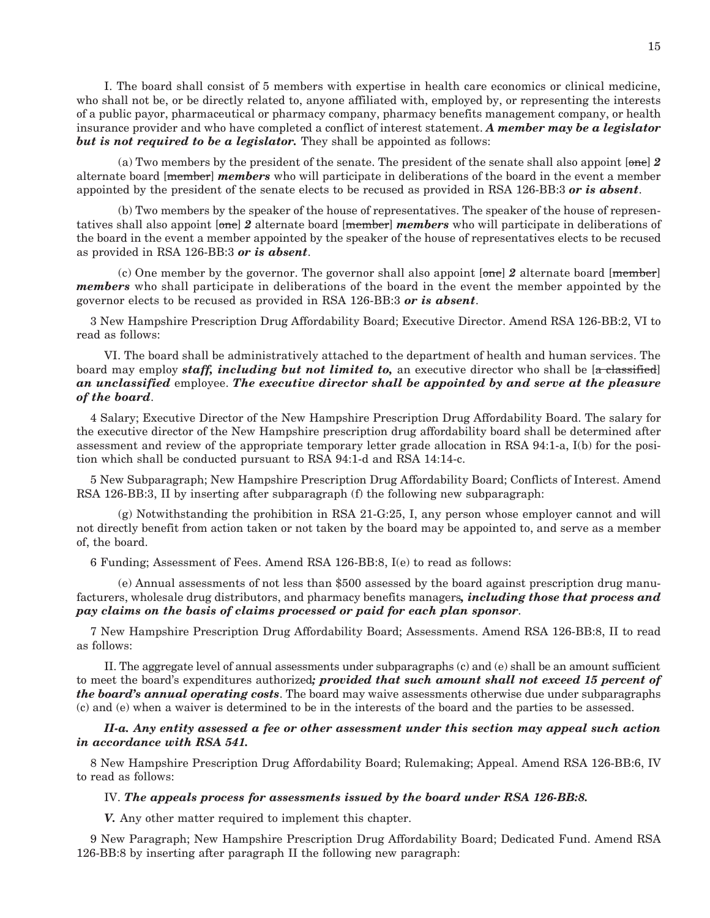I. The board shall consist of 5 members with expertise in health care economics or clinical medicine, who shall not be, or be directly related to, anyone affiliated with, employed by, or representing the interests of a public payor, pharmaceutical or pharmacy company, pharmacy benefits management company, or health insurance provider and who have completed a conflict of interest statement. ***A member may be a legislator but is not required to be a legislator.*** They shall be appointed as follows:

(a) Two members by the president of the senate. The president of the senate shall also appoint [~~one~~] ***2*** alternate board [~~member~~] ***members*** who will participate in deliberations of the board in the event a member appointed by the president of the senate elects to be recused as provided in RSA 126-BB:3 ***or is absent***.

(b) Two members by the speaker of the house of representatives. The speaker of the house of representatives shall also appoint [~~one~~] ***2*** alternate board [~~member~~] ***members*** who will participate in deliberations of the board in the event a member appointed by the speaker of the house of representatives elects to be recused as provided in RSA 126-BB:3 ***or is absent***.

(c) One member by the governor. The governor shall also appoint [~~one~~] ***2*** alternate board [~~member~~] ***members*** who shall participate in deliberations of the board in the event the member appointed by the governor elects to be recused as provided in RSA 126-BB:3 ***or is absent***.

3 New Hampshire Prescription Drug Affordability Board; Executive Director. Amend RSA 126-BB:2, VI to read as follows:

VI. The board shall be administratively attached to the department of health and human services. The board may employ ***staff, including but not limited to,*** an executive director who shall be [~~a classified~~] ***an unclassified*** employee. ***The executive director shall be appointed by and serve at the pleasure of the board***.

4 Salary; Executive Director of the New Hampshire Prescription Drug Affordability Board. The salary for the executive director of the New Hampshire prescription drug affordability board shall be determined after assessment and review of the appropriate temporary letter grade allocation in RSA 94:1-a, I(b) for the position which shall be conducted pursuant to RSA 94:1-d and RSA 14:14-c.

5 New Subparagraph; New Hampshire Prescription Drug Affordability Board; Conflicts of Interest. Amend RSA 126-BB:3, II by inserting after subparagraph (f) the following new subparagraph:

(g) Notwithstanding the prohibition in RSA 21-G:25, I, any person whose employer cannot and will not directly benefit from action taken or not taken by the board may be appointed to, and serve as a member of, the board.

6 Funding; Assessment of Fees. Amend RSA 126-BB:8, I(e) to read as follows:

(e) Annual assessments of not less than $500 assessed by the board against prescription drug manufacturers, wholesale drug distributors, and pharmacy benefits managers***, including those that process and pay claims on the basis of claims processed or paid for each plan sponsor***.

7 New Hampshire Prescription Drug Affordability Board; Assessments. Amend RSA 126-BB:8, II to read as follows:

II. The aggregate level of annual assessments under subparagraphs (c) and (e) shall be an amount sufficient to meet the board's expenditures authorized***; provided that such amount shall not exceed 15 percent of the board's annual operating costs***. The board may waive assessments otherwise due under subparagraphs (c) and (e) when a waiver is determined to be in the interests of the board and the parties to be assessed.

***II-a. Any entity assessed a fee or other assessment under this section may appeal such action in accordance with RSA 541.***

8 New Hampshire Prescription Drug Affordability Board; Rulemaking; Appeal. Amend RSA 126-BB:6, IV to read as follows:

IV. ***The appeals process for assessments issued by the board under RSA 126-BB:8.***

***V.*** Any other matter required to implement this chapter.

9 New Paragraph; New Hampshire Prescription Drug Affordability Board; Dedicated Fund. Amend RSA 126-BB:8 by inserting after paragraph II the following new paragraph: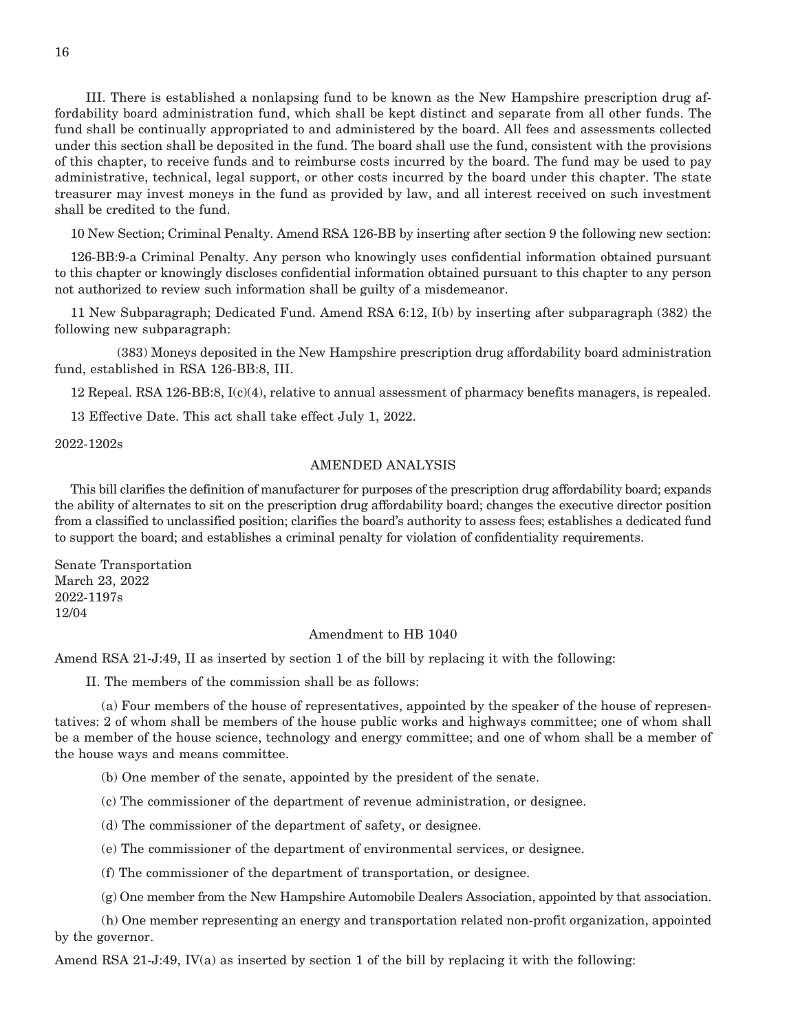III. There is established a nonlapsing fund to be known as the New Hampshire prescription drug affordability board administration fund, which shall be kept distinct and separate from all other funds. The fund shall be continually appropriated to and administered by the board. All fees and assessments collected under this section shall be deposited in the fund. The board shall use the fund, consistent with the provisions of this chapter, to receive funds and to reimburse costs incurred by the board. The fund may be used to pay administrative, technical, legal support, or other costs incurred by the board under this chapter. The state treasurer may invest moneys in the fund as provided by law, and all interest received on such investment shall be credited to the fund.

10 New Section; Criminal Penalty. Amend RSA 126-BB by inserting after section 9 the following new section:

126-BB:9-a Criminal Penalty. Any person who knowingly uses confidential information obtained pursuant to this chapter or knowingly discloses confidential information obtained pursuant to this chapter to any person not authorized to review such information shall be guilty of a misdemeanor.

11 New Subparagraph; Dedicated Fund. Amend RSA 6:12, I(b) by inserting after subparagraph (382) the following new subparagraph:

(383) Moneys deposited in the New Hampshire prescription drug affordability board administration fund, established in RSA 126-BB:8, III.

12 Repeal. RSA 126-BB:8, I(c)(4), relative to annual assessment of pharmacy benefits managers, is repealed.

13 Effective Date. This act shall take effect July 1, 2022.

2022-1202s

AMENDED ANALYSIS

This bill clarifies the definition of manufacturer for purposes of the prescription drug affordability board; expands the ability of alternates to sit on the prescription drug affordability board; changes the executive director position from a classified to unclassified position; clarifies the board's authority to assess fees; establishes a dedicated fund to support the board; and establishes a criminal penalty for violation of confidentiality requirements.

Senate Transportation
March 23, 2022
2022-1197s
12/04

Amendment to HB 1040

Amend RSA 21-J:49, II as inserted by section 1 of the bill by replacing it with the following:

II. The members of the commission shall be as follows:

(a) Four members of the house of representatives, appointed by the speaker of the house of representatives: 2 of whom shall be members of the house public works and highways committee; one of whom shall be a member of the house science, technology and energy committee; and one of whom shall be a member of the house ways and means committee.

(b) One member of the senate, appointed by the president of the senate.

(c) The commissioner of the department of revenue administration, or designee.

(d) The commissioner of the department of safety, or designee.

(e) The commissioner of the department of environmental services, or designee.

(f) The commissioner of the department of transportation, or designee.

(g) One member from the New Hampshire Automobile Dealers Association, appointed by that association.

(h) One member representing an energy and transportation related non-profit organization, appointed by the governor.

Amend RSA 21-J:49, IV(a) as inserted by section 1 of the bill by replacing it with the following: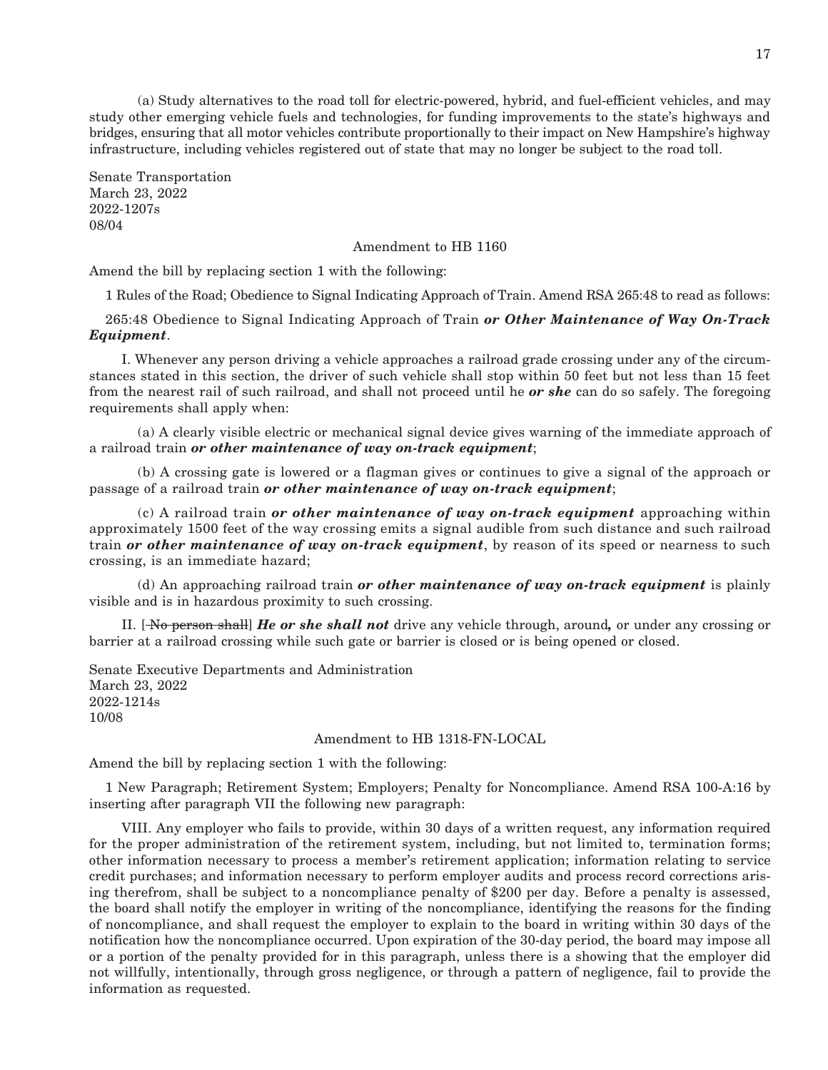(a) Study alternatives to the road toll for electric-powered, hybrid, and fuel-efficient vehicles, and may study other emerging vehicle fuels and technologies, for funding improvements to the state's highways and bridges, ensuring that all motor vehicles contribute proportionally to their impact on New Hampshire's highway infrastructure, including vehicles registered out of state that may no longer be subject to the road toll.

Senate Transportation
March 23, 2022
2022-1207s
08/04

Amendment to HB 1160

Amend the bill by replacing section 1 with the following:

1 Rules of the Road; Obedience to Signal Indicating Approach of Train. Amend RSA 265:48 to read as follows:

265:48 Obedience to Signal Indicating Approach of Train ***or Other Maintenance of Way On-Track Equipment***.

I. Whenever any person driving a vehicle approaches a railroad grade crossing under any of the circumstances stated in this section, the driver of such vehicle shall stop within 50 feet but not less than 15 feet from the nearest rail of such railroad, and shall not proceed until he ***or she*** can do so safely. The foregoing requirements shall apply when:

(a) A clearly visible electric or mechanical signal device gives warning of the immediate approach of a railroad train ***or other maintenance of way on-track equipment***;

(b) A crossing gate is lowered or a flagman gives or continues to give a signal of the approach or passage of a railroad train ***or other maintenance of way on-track equipment***;

(c) A railroad train ***or other maintenance of way on-track equipment*** approaching within approximately 1500 feet of the way crossing emits a signal audible from such distance and such railroad train ***or other maintenance of way on-track equipment***, by reason of its speed or nearness to such crossing, is an immediate hazard;

(d) An approaching railroad train ***or other maintenance of way on-track equipment*** is plainly visible and is in hazardous proximity to such crossing.

II. [~~No person shall~~] ***He or she shall not*** drive any vehicle through, around***,*** or under any crossing or barrier at a railroad crossing while such gate or barrier is closed or is being opened or closed.

Senate Executive Departments and Administration
March 23, 2022
2022-1214s
10/08

Amendment to HB 1318-FN-LOCAL

Amend the bill by replacing section 1 with the following:

1 New Paragraph; Retirement System; Employers; Penalty for Noncompliance. Amend RSA 100-A:16 by inserting after paragraph VII the following new paragraph:

VIII. Any employer who fails to provide, within 30 days of a written request, any information required for the proper administration of the retirement system, including, but not limited to, termination forms; other information necessary to process a member's retirement application; information relating to service credit purchases; and information necessary to perform employer audits and process record corrections arising therefrom, shall be subject to a noncompliance penalty of $200 per day. Before a penalty is assessed, the board shall notify the employer in writing of the noncompliance, identifying the reasons for the finding of noncompliance, and shall request the employer to explain to the board in writing within 30 days of the notification how the noncompliance occurred. Upon expiration of the 30-day period, the board may impose all or a portion of the penalty provided for in this paragraph, unless there is a showing that the employer did not willfully, intentionally, through gross negligence, or through a pattern of negligence, fail to provide the information as requested.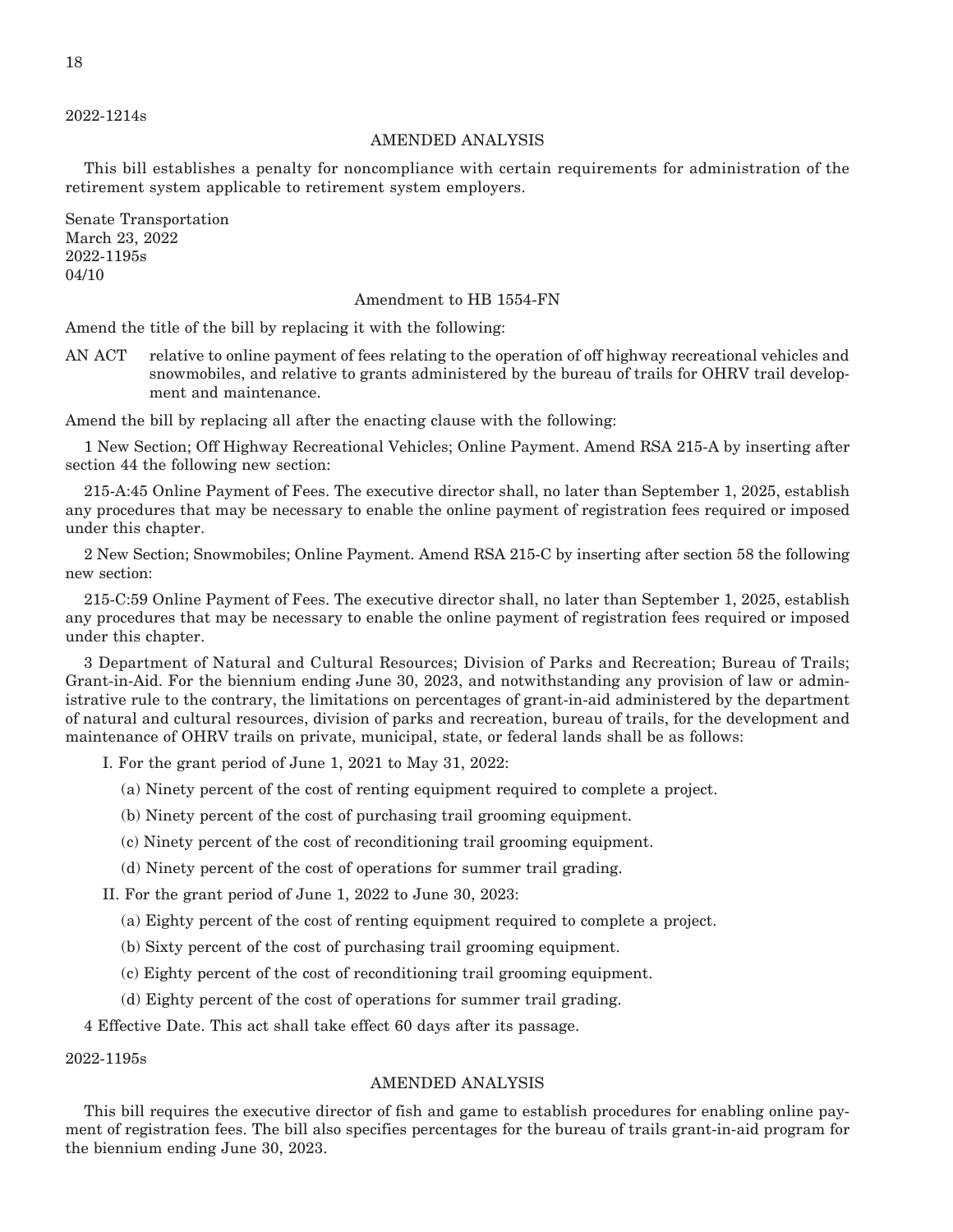2022-1214s

AMENDED ANALYSIS

This bill establishes a penalty for noncompliance with certain requirements for administration of the retirement system applicable to retirement system employers.

Senate Transportation
March 23, 2022
2022-1195s
04/10

Amendment to HB 1554-FN

Amend the title of the bill by replacing it with the following:

AN ACT relative to online payment of fees relating to the operation of off highway recreational vehicles and snowmobiles, and relative to grants administered by the bureau of trails for OHRV trail development and maintenance.

Amend the bill by replacing all after the enacting clause with the following:

1 New Section; Off Highway Recreational Vehicles; Online Payment. Amend RSA 215-A by inserting after section 44 the following new section:

215-A:45 Online Payment of Fees. The executive director shall, no later than September 1, 2025, establish any procedures that may be necessary to enable the online payment of registration fees required or imposed under this chapter.

2 New Section; Snowmobiles; Online Payment. Amend RSA 215-C by inserting after section 58 the following new section:

215-C:59 Online Payment of Fees. The executive director shall, no later than September 1, 2025, establish any procedures that may be necessary to enable the online payment of registration fees required or imposed under this chapter.

3 Department of Natural and Cultural Resources; Division of Parks and Recreation; Bureau of Trails; Grant-in-Aid. For the biennium ending June 30, 2023, and notwithstanding any provision of law or administrative rule to the contrary, the limitations on percentages of grant-in-aid administered by the department of natural and cultural resources, division of parks and recreation, bureau of trails, for the development and maintenance of OHRV trails on private, municipal, state, or federal lands shall be as follows:

I. For the grant period of June 1, 2021 to May 31, 2022:

(a) Ninety percent of the cost of renting equipment required to complete a project.

(b) Ninety percent of the cost of purchasing trail grooming equipment.

(c) Ninety percent of the cost of reconditioning trail grooming equipment.

(d) Ninety percent of the cost of operations for summer trail grading.

II. For the grant period of June 1, 2022 to June 30, 2023:

(a) Eighty percent of the cost of renting equipment required to complete a project.

(b) Sixty percent of the cost of purchasing trail grooming equipment.

(c) Eighty percent of the cost of reconditioning trail grooming equipment.

(d) Eighty percent of the cost of operations for summer trail grading.

4 Effective Date. This act shall take effect 60 days after its passage.

2022-1195s

AMENDED ANALYSIS

This bill requires the executive director of fish and game to establish procedures for enabling online payment of registration fees. The bill also specifies percentages for the bureau of trails grant-in-aid program for the biennium ending June 30, 2023.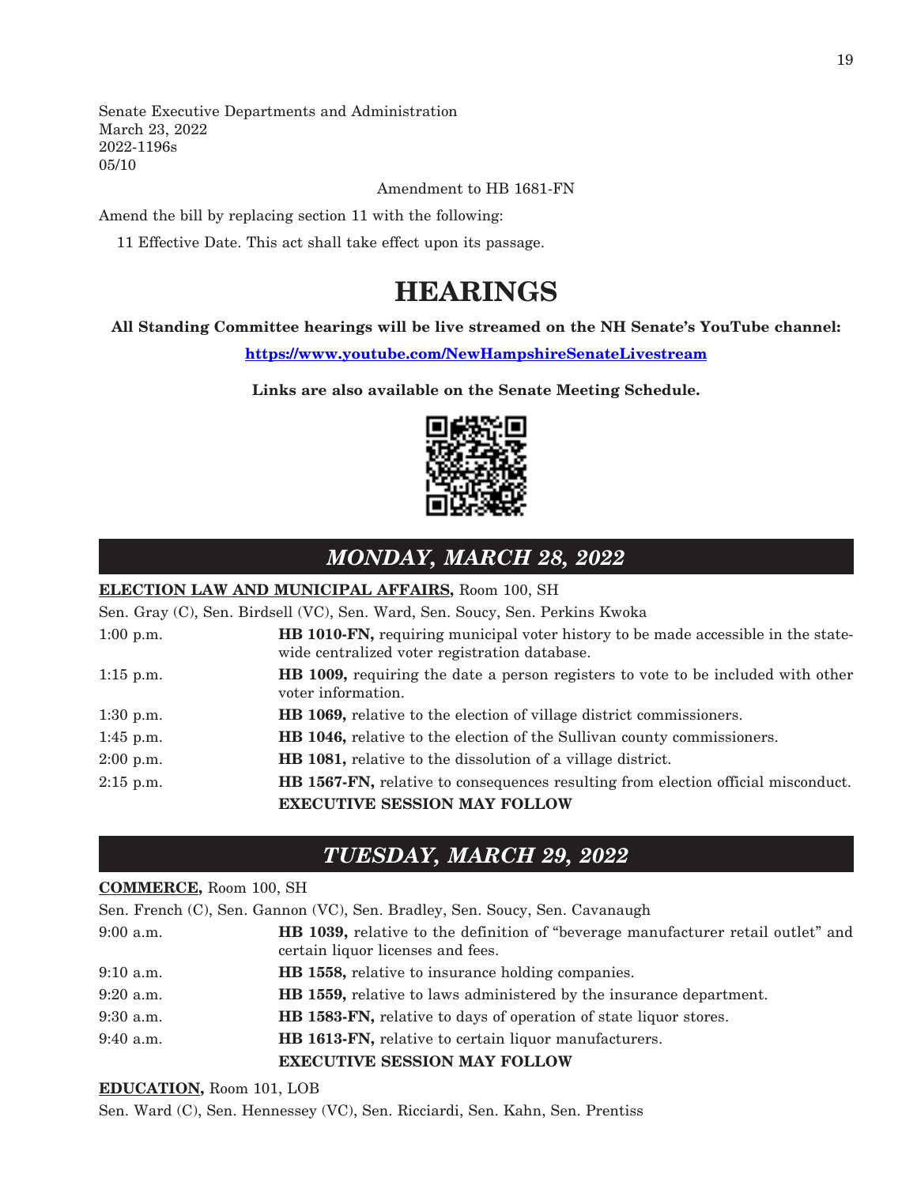Senate Executive Departments and Administration
March 23, 2022
2022-1196s
05/10

Amendment to HB 1681-FN

Amend the bill by replacing section 11 with the following:

11 Effective Date. This act shall take effect upon its passage.

# HEARINGS

**All Standing Committee hearings will be live streamed on the NH Senate's YouTube channel:**

**https://www.youtube.com/NewHampshireSenateLivestream**

**Links are also available on the Senate Meeting Schedule.**

## *MONDAY, MARCH 28, 2022*

**ELECTION LAW AND MUNICIPAL AFFAIRS,** Room 100, SH

Sen. Gray (C), Sen. Birdsell (VC), Sen. Ward, Sen. Soucy, Sen. Perkins Kwoka

| | |
|---|---|
| 1:00 p.m. | **HB 1010-FN,** requiring municipal voter history to be made accessible in the statewide centralized voter registration database. |
| 1:15 p.m. | **HB 1009,** requiring the date a person registers to vote to be included with other voter information. |
| 1:30 p.m. | **HB 1069,** relative to the election of village district commissioners. |
| 1:45 p.m. | **HB 1046,** relative to the election of the Sullivan county commissioners. |
| 2:00 p.m. | **HB 1081,** relative to the dissolution of a village district. |
| 2:15 p.m. | **HB 1567-FN,** relative to consequences resulting from election official misconduct. |
| | **EXECUTIVE SESSION MAY FOLLOW** |

## *TUESDAY, MARCH 29, 2022*

**COMMERCE,** Room 100, SH

Sen. French (C), Sen. Gannon (VC), Sen. Bradley, Sen. Soucy, Sen. Cavanaugh

| | |
|---|---|
| 9:00 a.m. | **HB 1039,** relative to the definition of "beverage manufacturer retail outlet" and certain liquor licenses and fees. |
| 9:10 a.m. | **HB 1558,** relative to insurance holding companies. |
| 9:20 a.m. | **HB 1559,** relative to laws administered by the insurance department. |
| 9:30 a.m. | **HB 1583-FN,** relative to days of operation of state liquor stores. |
| 9:40 a.m. | **HB 1613-FN,** relative to certain liquor manufacturers. |
| | **EXECUTIVE SESSION MAY FOLLOW** |

**EDUCATION,** Room 101, LOB

Sen. Ward (C), Sen. Hennessey (VC), Sen. Ricciardi, Sen. Kahn, Sen. Prentiss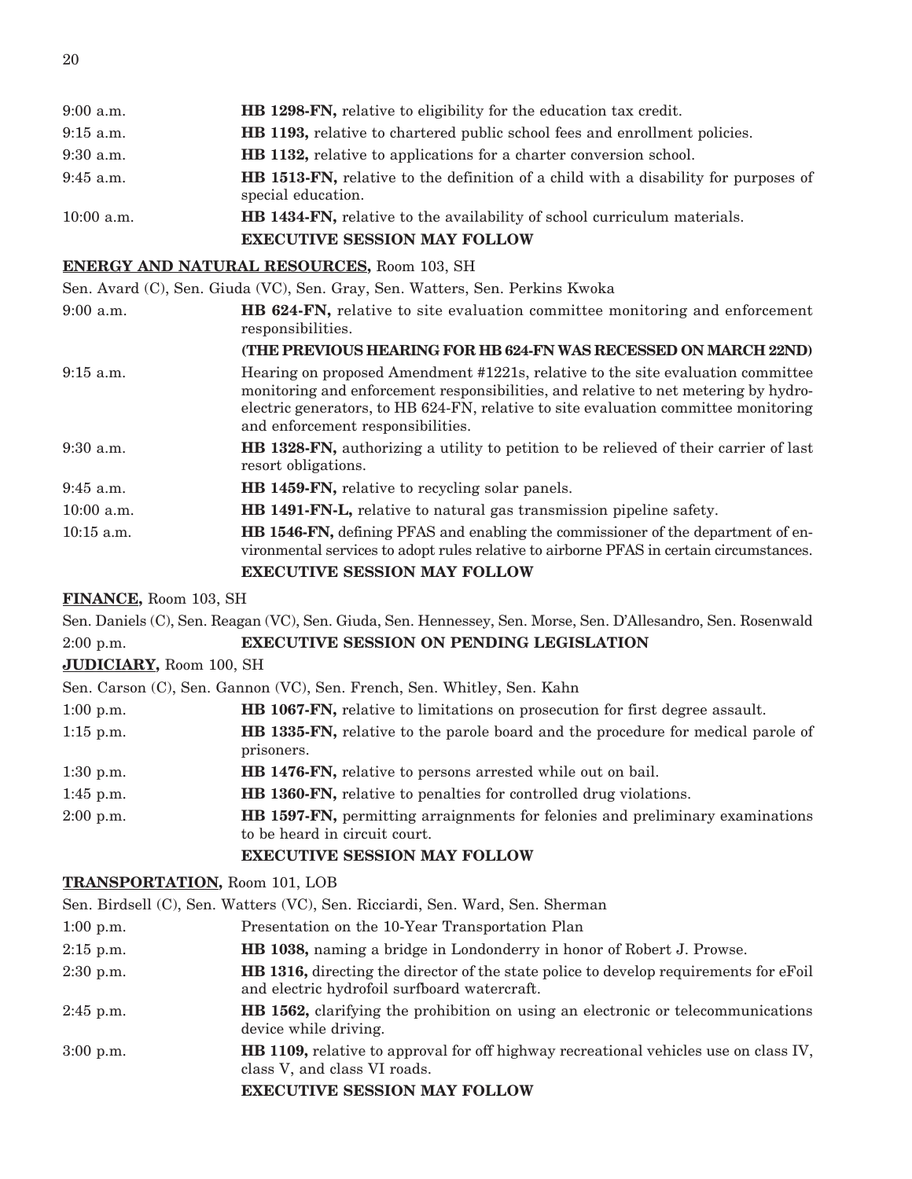| | |
|---|---|
| 9:00 a.m. | **HB 1298-FN,** relative to eligibility for the education tax credit. |
| 9:15 a.m. | **HB 1193,** relative to chartered public school fees and enrollment policies. |
| 9:30 a.m. | **HB 1132,** relative to applications for a charter conversion school. |
| 9:45 a.m. | **HB 1513-FN,** relative to the definition of a child with a disability for purposes of special education. |
| 10:00 a.m. | **HB 1434-FN,** relative to the availability of school curriculum materials. |
| | **EXECUTIVE SESSION MAY FOLLOW** |

**ENERGY AND NATURAL RESOURCES,** Room 103, SH

Sen. Avard (C), Sen. Giuda (VC), Sen. Gray, Sen. Watters, Sen. Perkins Kwoka

| | |
|---|---|
| 9:00 a.m. | **HB 624-FN,** relative to site evaluation committee monitoring and enforcement responsibilities. |
| | **(THE PREVIOUS HEARING FOR HB 624-FN WAS RECESSED ON MARCH 22ND)** |
| 9:15 a.m. | Hearing on proposed Amendment #1221s, relative to the site evaluation committee monitoring and enforcement responsibilities, and relative to net metering by hydro-electric generators, to HB 624-FN, relative to site evaluation committee monitoring and enforcement responsibilities. |
| 9:30 a.m. | **HB 1328-FN,** authorizing a utility to petition to be relieved of their carrier of last resort obligations. |
| 9:45 a.m. | **HB 1459-FN,** relative to recycling solar panels. |
| 10:00 a.m. | **HB 1491-FN-L,** relative to natural gas transmission pipeline safety. |
| 10:15 a.m. | **HB 1546-FN,** defining PFAS and enabling the commissioner of the department of environmental services to adopt rules relative to airborne PFAS in certain circumstances. |
| | **EXECUTIVE SESSION MAY FOLLOW** |

**FINANCE,** Room 103, SH

Sen. Daniels (C), Sen. Reagan (VC), Sen. Giuda, Sen. Hennessey, Sen. Morse, Sen. D'Allesandro, Sen. Rosenwald

| | |
|---|---|
| 2:00 p.m. | **EXECUTIVE SESSION ON PENDING LEGISLATION** |

**JUDICIARY,** Room 100, SH

Sen. Carson (C), Sen. Gannon (VC), Sen. French, Sen. Whitley, Sen. Kahn

| | |
|---|---|
| 1:00 p.m. | **HB 1067-FN,** relative to limitations on prosecution for first degree assault. |
| 1:15 p.m. | **HB 1335-FN,** relative to the parole board and the procedure for medical parole of prisoners. |
| 1:30 p.m. | **HB 1476-FN,** relative to persons arrested while out on bail. |
| 1:45 p.m. | **HB 1360-FN,** relative to penalties for controlled drug violations. |
| 2:00 p.m. | **HB 1597-FN,** permitting arraignments for felonies and preliminary examinations to be heard in circuit court. |
| | **EXECUTIVE SESSION MAY FOLLOW** |

**TRANSPORTATION,** Room 101, LOB

Sen. Birdsell (C), Sen. Watters (VC), Sen. Ricciardi, Sen. Ward, Sen. Sherman

| | |
|---|---|
| 1:00 p.m. | Presentation on the 10-Year Transportation Plan |
| 2:15 p.m. | **HB 1038,** naming a bridge in Londonderry in honor of Robert J. Prowse. |
| 2:30 p.m. | **HB 1316,** directing the director of the state police to develop requirements for eFoil and electric hydrofoil surfboard watercraft. |
| 2:45 p.m. | **HB 1562,** clarifying the prohibition on using an electronic or telecommunications device while driving. |
| 3:00 p.m. | **HB 1109,** relative to approval for off highway recreational vehicles use on class IV, class V, and class VI roads. |
| | **EXECUTIVE SESSION MAY FOLLOW** |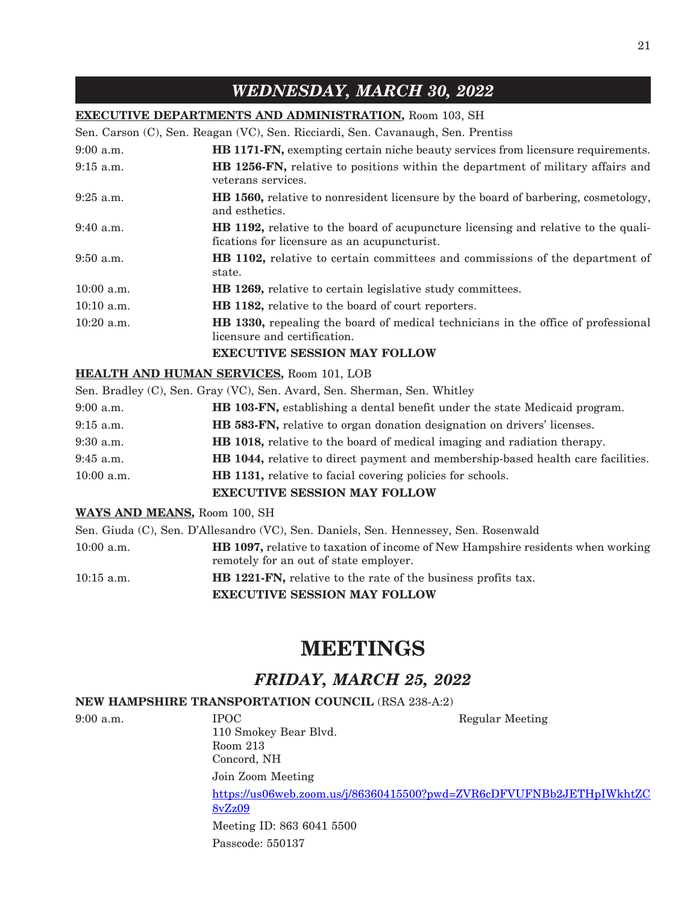## *WEDNESDAY, MARCH 30, 2022*

**EXECUTIVE DEPARTMENTS AND ADMINISTRATION,** Room 103, SH

Sen. Carson (C), Sen. Reagan (VC), Sen. Ricciardi, Sen. Cavanaugh, Sen. Prentiss

| | |
|---|---|
| 9:00 a.m. | **HB 1171-FN,** exempting certain niche beauty services from licensure requirements. |
| 9:15 a.m. | **HB 1256-FN,** relative to positions within the department of military affairs and veterans services. |
| 9:25 a.m. | **HB 1560,** relative to nonresident licensure by the board of barbering, cosmetology, and esthetics. |
| 9:40 a.m. | **HB 1192,** relative to the board of acupuncture licensing and relative to the qualifications for licensure as an acupuncturist. |
| 9:50 a.m. | **HB 1102,** relative to certain committees and commissions of the department of state. |
| 10:00 a.m. | **HB 1269,** relative to certain legislative study committees. |
| 10:10 a.m. | **HB 1182,** relative to the board of court reporters. |
| 10:20 a.m. | **HB 1330,** repealing the board of medical technicians in the office of professional licensure and certification. |

**EXECUTIVE SESSION MAY FOLLOW**

**HEALTH AND HUMAN SERVICES,** Room 101, LOB

Sen. Bradley (C), Sen. Gray (VC), Sen. Avard, Sen. Sherman, Sen. Whitley

| | |
|---|---|
| 9:00 a.m. | **HB 103-FN,** establishing a dental benefit under the state Medicaid program. |
| 9:15 a.m. | **HB 583-FN,** relative to organ donation designation on drivers' licenses. |
| 9:30 a.m. | **HB 1018,** relative to the board of medical imaging and radiation therapy. |
| 9:45 a.m. | **HB 1044,** relative to direct payment and membership-based health care facilities. |
| 10:00 a.m. | **HB 1131,** relative to facial covering policies for schools. |

**EXECUTIVE SESSION MAY FOLLOW**

**WAYS AND MEANS,** Room 100, SH

Sen. Giuda (C), Sen. D'Allesandro (VC), Sen. Daniels, Sen. Hennessey, Sen. Rosenwald

| | |
|---|---|
| 10:00 a.m. | **HB 1097,** relative to taxation of income of New Hampshire residents when working remotely for an out of state employer. |
| 10:15 a.m. | **HB 1221-FN,** relative to the rate of the business profits tax. |

**EXECUTIVE SESSION MAY FOLLOW**

# MEETINGS

## *FRIDAY, MARCH 25, 2022*

**NEW HAMPSHIRE TRANSPORTATION COUNCIL** (RSA 238-A:2)

9:00 a.m. IPOC — Regular Meeting

110 Smokey Bear Blvd.
Room 213
Concord, NH

Join Zoom Meeting

https://us06web.zoom.us/j/86360415500?pwd=ZVR6cDFVUFNBb2JETHpIWkhtZC8vZz09

Meeting ID: 863 6041 5500

Passcode: 550137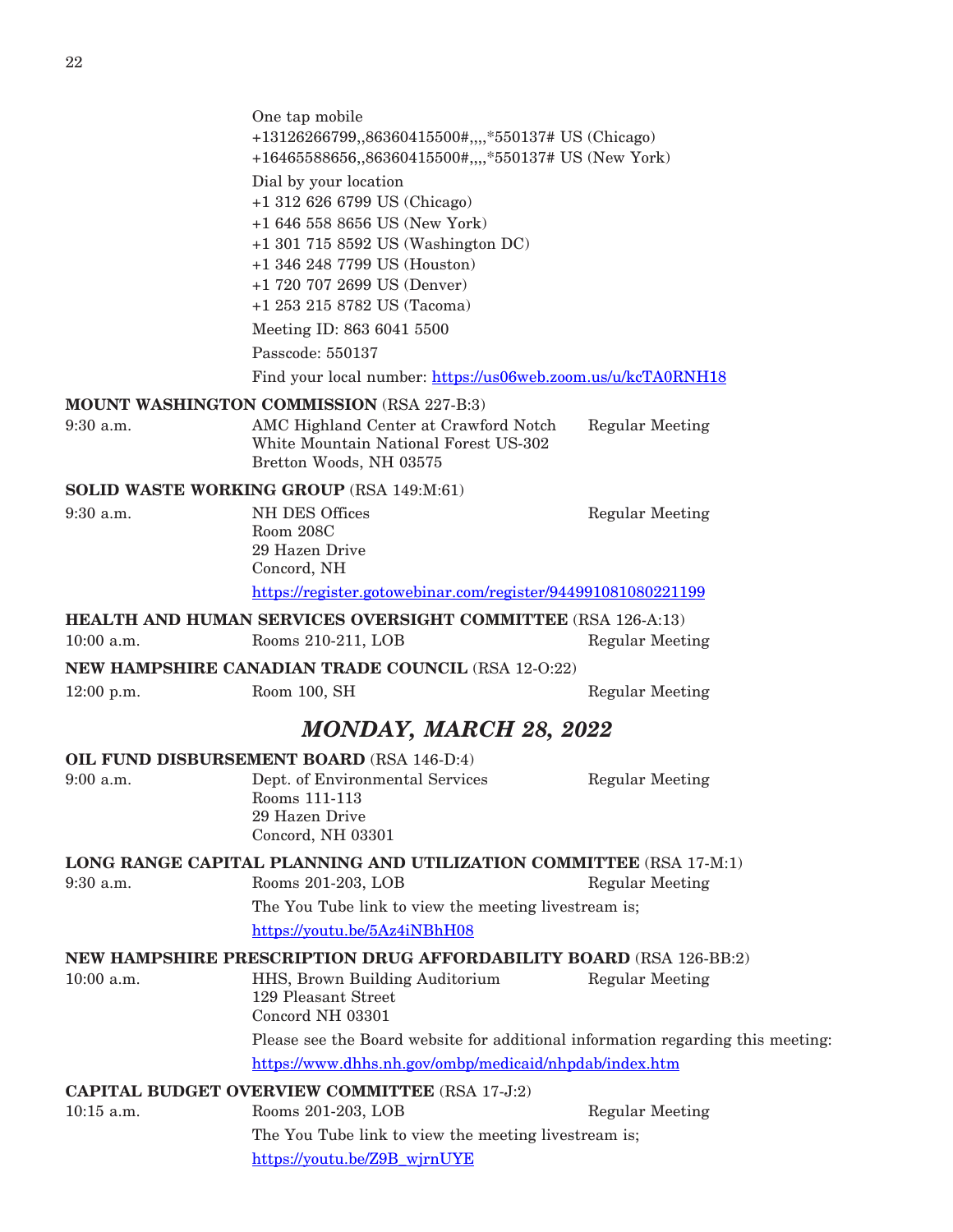One tap mobile
+13126266799,,86360415500#,,,,*550137# US (Chicago)
+16465588656,,86360415500#,,,,*550137# US (New York)

Dial by your location
+1 312 626 6799 US (Chicago)
+1 646 558 8656 US (New York)
+1 301 715 8592 US (Washington DC)
+1 346 248 7799 US (Houston)
+1 720 707 2699 US (Denver)
+1 253 215 8782 US (Tacoma)

Meeting ID: 863 6041 5500

Passcode: 550137

Find your local number: https://us06web.zoom.us/u/kcTA0RNH18

**MOUNT WASHINGTON COMMISSION** (RSA 227-B:3)

9:30 a.m. — AMC Highland Center at Crawford Notch, White Mountain National Forest US-302, Bretton Woods, NH 03575 — Regular Meeting

**SOLID WASTE WORKING GROUP** (RSA 149:M:61)

9:30 a.m. — NH DES Offices, Room 208C, 29 Hazen Drive, Concord, NH — Regular Meeting

https://register.gotowebinar.com/register/944991081080221199

**HEALTH AND HUMAN SERVICES OVERSIGHT COMMITTEE** (RSA 126-A:13)

10:00 a.m. — Rooms 210-211, LOB — Regular Meeting

**NEW HAMPSHIRE CANADIAN TRADE COUNCIL** (RSA 12-O:22)

12:00 p.m. — Room 100, SH — Regular Meeting

## *MONDAY, MARCH 28, 2022*

**OIL FUND DISBURSEMENT BOARD** (RSA 146-D:4)

9:00 a.m. — Dept. of Environmental Services, Rooms 111-113, 29 Hazen Drive, Concord, NH 03301 — Regular Meeting

**LONG RANGE CAPITAL PLANNING AND UTILIZATION COMMITTEE** (RSA 17-M:1)

9:30 a.m. — Rooms 201-203, LOB — Regular Meeting

The You Tube link to view the meeting livestream is;

https://youtu.be/5Az4iNBhH08

**NEW HAMPSHIRE PRESCRIPTION DRUG AFFORDABILITY BOARD** (RSA 126-BB:2)

10:00 a.m. — HHS, Brown Building Auditorium, 129 Pleasant Street, Concord NH 03301 — Regular Meeting

Please see the Board website for additional information regarding this meeting:

https://www.dhhs.nh.gov/ombp/medicaid/nhpdab/index.htm

**CAPITAL BUDGET OVERVIEW COMMITTEE** (RSA 17-J:2)

10:15 a.m. — Rooms 201-203, LOB — Regular Meeting

The You Tube link to view the meeting livestream is;

https://youtu.be/Z9B_wjrnUYE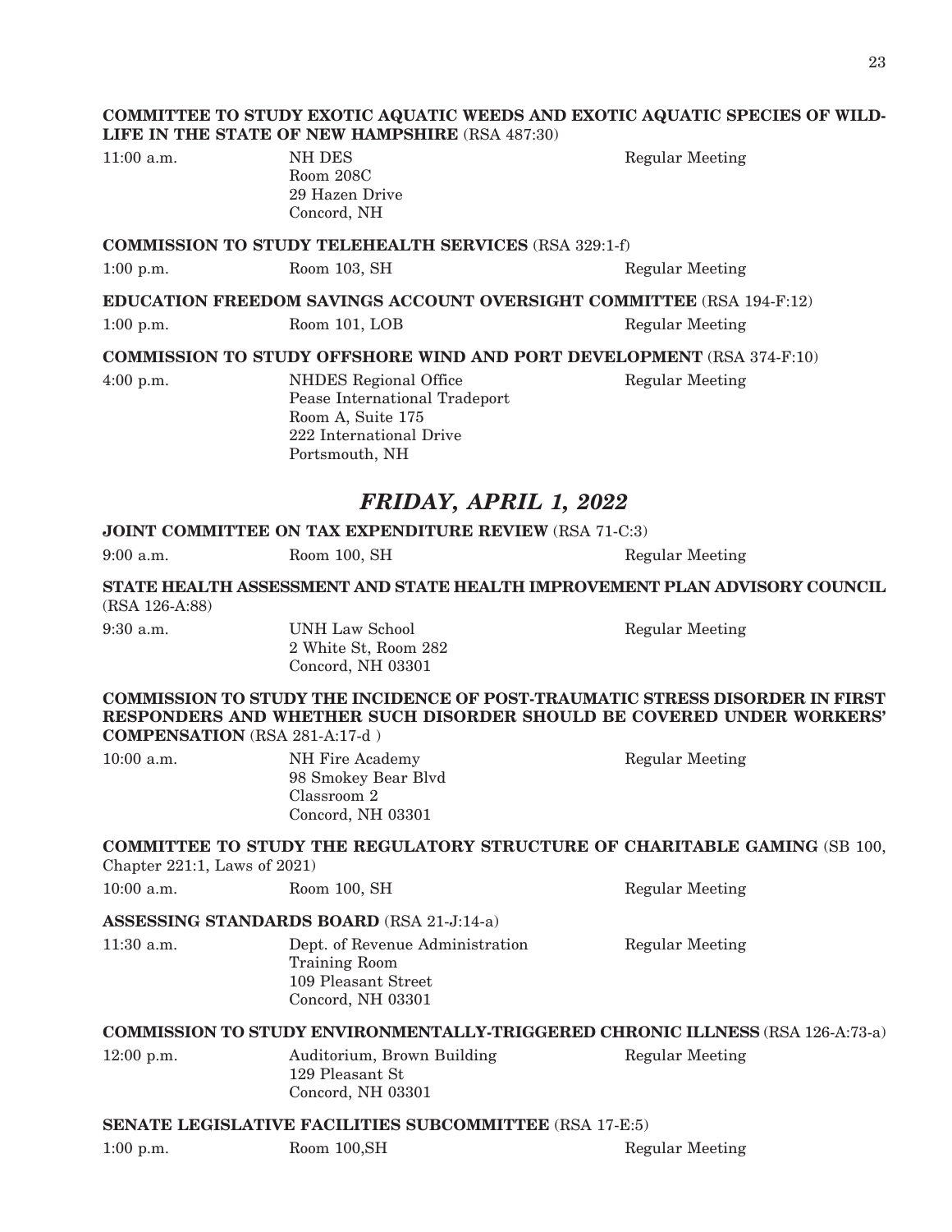**COMMITTEE TO STUDY EXOTIC AQUATIC WEEDS AND EXOTIC AQUATIC SPECIES OF WILDLIFE IN THE STATE OF NEW HAMPSHIRE** (RSA 487:30)

11:00 a.m. NH DES
Room 208C
29 Hazen Drive
Concord, NH
Regular Meeting

**COMMISSION TO STUDY TELEHEALTH SERVICES** (RSA 329:1-f)

1:00 p.m. Room 103, SH Regular Meeting

**EDUCATION FREEDOM SAVINGS ACCOUNT OVERSIGHT COMMITTEE** (RSA 194-F:12)

1:00 p.m. Room 101, LOB Regular Meeting

**COMMISSION TO STUDY OFFSHORE WIND AND PORT DEVELOPMENT** (RSA 374-F:10)

4:00 p.m. NHDES Regional Office
Pease International Tradeport
Room A, Suite 175
222 International Drive
Portsmouth, NH
Regular Meeting

## *FRIDAY, APRIL 1, 2022*

**JOINT COMMITTEE ON TAX EXPENDITURE REVIEW** (RSA 71-C:3)

9:00 a.m. Room 100, SH Regular Meeting

**STATE HEALTH ASSESSMENT AND STATE HEALTH IMPROVEMENT PLAN ADVISORY COUNCIL** (RSA 126-A:88)

9:30 a.m. UNH Law School
2 White St, Room 282
Concord, NH 03301
Regular Meeting

**COMMISSION TO STUDY THE INCIDENCE OF POST-TRAUMATIC STRESS DISORDER IN FIRST RESPONDERS AND WHETHER SUCH DISORDER SHOULD BE COVERED UNDER WORKERS' COMPENSATION** (RSA 281-A:17-d )

10:00 a.m. NH Fire Academy
98 Smokey Bear Blvd
Classroom 2
Concord, NH 03301
Regular Meeting

**COMMITTEE TO STUDY THE REGULATORY STRUCTURE OF CHARITABLE GAMING** (SB 100, Chapter 221:1, Laws of 2021)

10:00 a.m. Room 100, SH Regular Meeting

**ASSESSING STANDARDS BOARD** (RSA 21-J:14-a)

11:30 a.m. Dept. of Revenue Administration
Training Room
109 Pleasant Street
Concord, NH 03301
Regular Meeting

**COMMISSION TO STUDY ENVIRONMENTALLY-TRIGGERED CHRONIC ILLNESS** (RSA 126-A:73-a)

12:00 p.m. Auditorium, Brown Building
129 Pleasant St
Concord, NH 03301
Regular Meeting

**SENATE LEGISLATIVE FACILITIES SUBCOMMITTEE** (RSA 17-E:5)

1:00 p.m. Room 100,SH Regular Meeting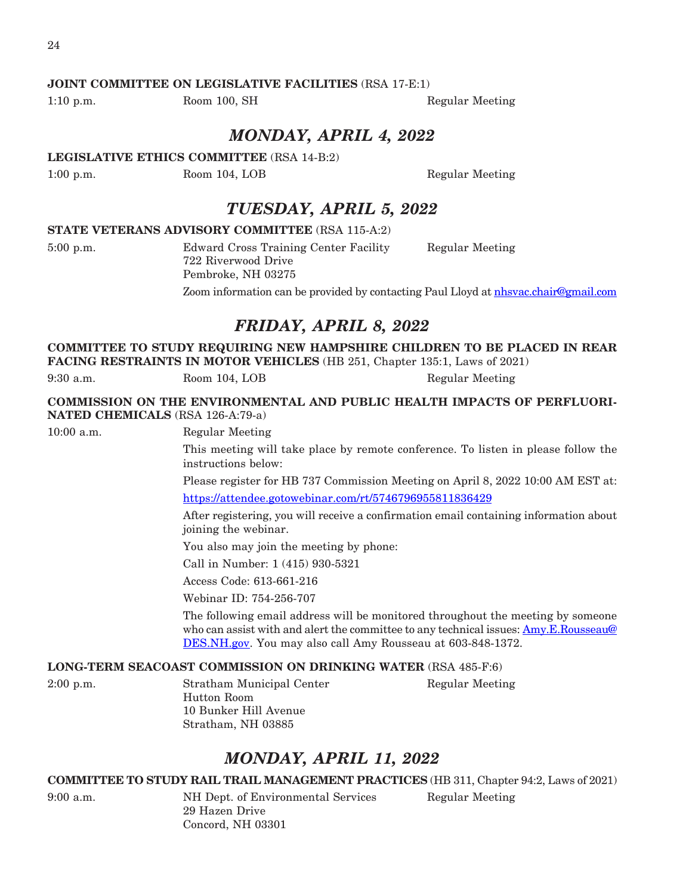**JOINT COMMITTEE ON LEGISLATIVE FACILITIES** (RSA 17-E:1)

1:10 p.m. Room 100, SH Regular Meeting

## *MONDAY, APRIL 4, 2022*

**LEGISLATIVE ETHICS COMMITTEE** (RSA 14-B:2)

1:00 p.m. Room 104, LOB Regular Meeting

## *TUESDAY, APRIL 5, 2022*

**STATE VETERANS ADVISORY COMMITTEE** (RSA 115-A:2)

5:00 p.m. Edward Cross Training Center Facility Regular Meeting
722 Riverwood Drive
Pembroke, NH 03275

Zoom information can be provided by contacting Paul Lloyd at nhsvac.chair@gmail.com

## *FRIDAY, APRIL 8, 2022*

**COMMITTEE TO STUDY REQUIRING NEW HAMPSHIRE CHILDREN TO BE PLACED IN REAR FACING RESTRAINTS IN MOTOR VEHICLES** (HB 251, Chapter 135:1, Laws of 2021)

9:30 a.m. Room 104, LOB Regular Meeting

**COMMISSION ON THE ENVIRONMENTAL AND PUBLIC HEALTH IMPACTS OF PERFLUORINATED CHEMICALS** (RSA 126-A:79-a)

10:00 a.m. Regular Meeting

This meeting will take place by remote conference. To listen in please follow the instructions below:

Please register for HB 737 Commission Meeting on April 8, 2022 10:00 AM EST at:

https://attendee.gotowebinar.com/rt/5746796955811836429

After registering, you will receive a confirmation email containing information about joining the webinar.

You also may join the meeting by phone:

Call in Number: 1 (415) 930-5321

Access Code: 613-661-216

Webinar ID: 754-256-707

The following email address will be monitored throughout the meeting by someone who can assist with and alert the committee to any technical issues: Amy.E.Rousseau@DES.NH.gov. You may also call Amy Rousseau at 603-848-1372.

**LONG-TERM SEACOAST COMMISSION ON DRINKING WATER** (RSA 485-F:6)

2:00 p.m. Stratham Municipal Center Regular Meeting
Hutton Room
10 Bunker Hill Avenue
Stratham, NH 03885

## *MONDAY, APRIL 11, 2022*

**COMMITTEE TO STUDY RAIL TRAIL MANAGEMENT PRACTICES** (HB 311, Chapter 94:2, Laws of 2021)

9:00 a.m. NH Dept. of Environmental Services Regular Meeting
29 Hazen Drive
Concord, NH 03301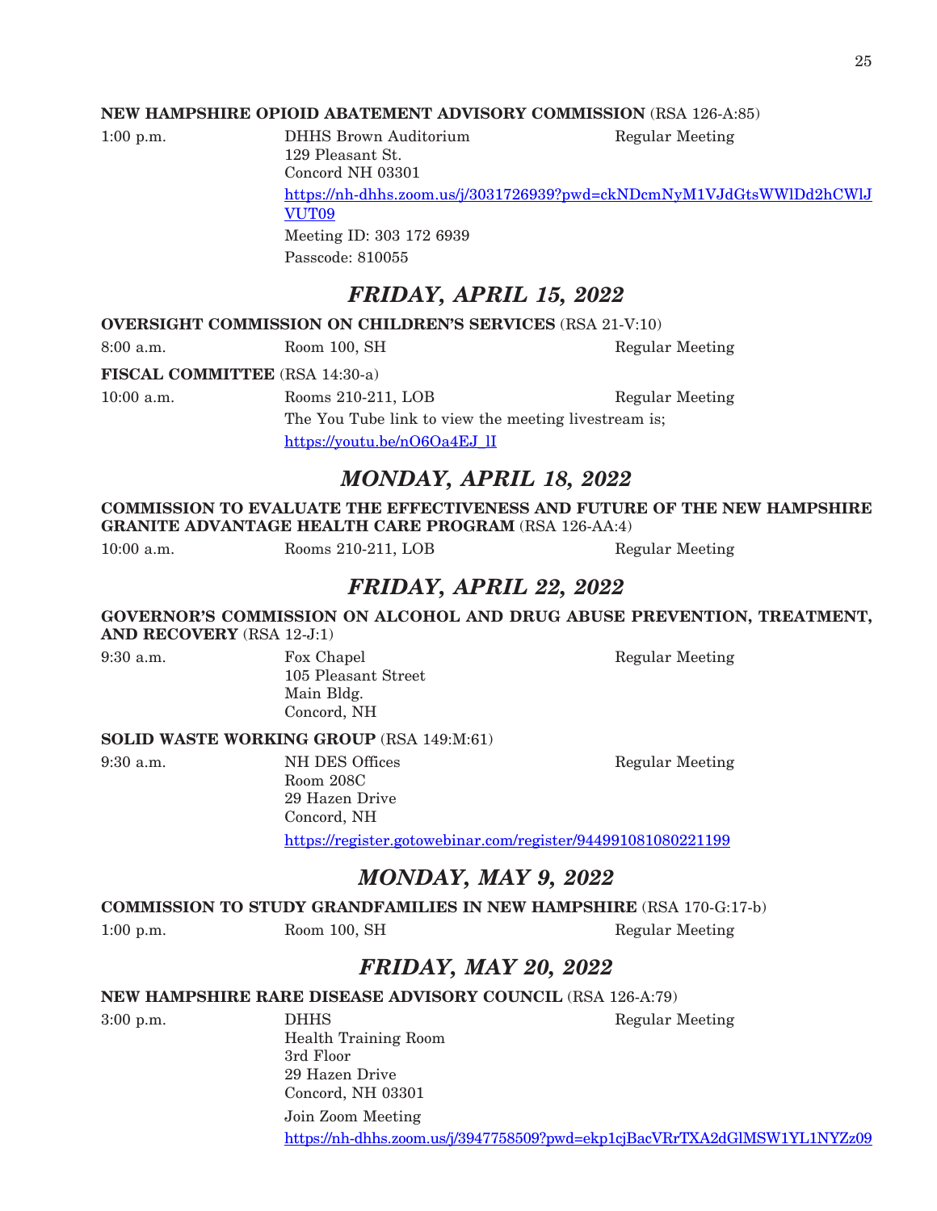**NEW HAMPSHIRE OPIOID ABATEMENT ADVISORY COMMISSION** (RSA 126-A:85)

1:00 p.m. DHHS Brown Auditorium Regular Meeting
129 Pleasant St.
Concord NH 03301
https://nh-dhhs.zoom.us/j/3031726939?pwd=ckNDcmNyM1VJdGtsWWlDd2hCWlJVUT09
Meeting ID: 303 172 6939
Passcode: 810055

## *FRIDAY, APRIL 15, 2022*

**OVERSIGHT COMMISSION ON CHILDREN'S SERVICES** (RSA 21-V:10)

8:00 a.m. Room 100, SH Regular Meeting

**FISCAL COMMITTEE** (RSA 14:30-a)

10:00 a.m. Rooms 210-211, LOB Regular Meeting
The You Tube link to view the meeting livestream is;
https://youtu.be/nO6Oa4EJ_lI

## *MONDAY, APRIL 18, 2022*

**COMMISSION TO EVALUATE THE EFFECTIVENESS AND FUTURE OF THE NEW HAMPSHIRE GRANITE ADVANTAGE HEALTH CARE PROGRAM** (RSA 126-AA:4)

10:00 a.m. Rooms 210-211, LOB Regular Meeting

## *FRIDAY, APRIL 22, 2022*

**GOVERNOR'S COMMISSION ON ALCOHOL AND DRUG ABUSE PREVENTION, TREATMENT, AND RECOVERY** (RSA 12-J:1)

9:30 a.m. Fox Chapel Regular Meeting
105 Pleasant Street
Main Bldg.
Concord, NH

**SOLID WASTE WORKING GROUP** (RSA 149:M:61)

9:30 a.m. NH DES Offices Regular Meeting
Room 208C
29 Hazen Drive
Concord, NH
https://register.gotowebinar.com/register/944991081080221199

## *MONDAY, MAY 9, 2022*

**COMMISSION TO STUDY GRANDFAMILIES IN NEW HAMPSHIRE** (RSA 170-G:17-b)

1:00 p.m. Room 100, SH Regular Meeting

## *FRIDAY, MAY 20, 2022*

**NEW HAMPSHIRE RARE DISEASE ADVISORY COUNCIL** (RSA 126-A:79)

3:00 p.m. DHHS Regular Meeting
Health Training Room
3rd Floor
29 Hazen Drive
Concord, NH 03301
Join Zoom Meeting
https://nh-dhhs.zoom.us/j/3947758509?pwd=ekp1cjBacVRrTXA2dGlMSW1YL1NYZz09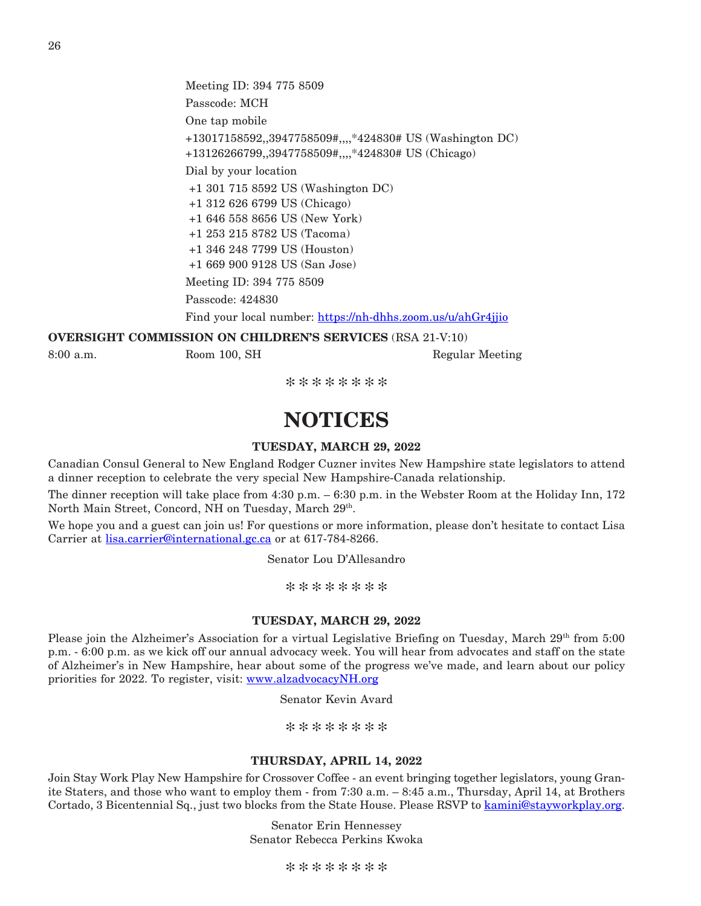Meeting ID: 394 775 8509

Passcode: MCH

One tap mobile

+13017158592,,3947758509#,,,,*424830# US (Washington DC)
+13126266799,,3947758509#,,,,*424830# US (Chicago)

Dial by your location

+1 301 715 8592 US (Washington DC)
+1 312 626 6799 US (Chicago)
+1 646 558 8656 US (New York)
+1 253 215 8782 US (Tacoma)
+1 346 248 7799 US (Houston)
+1 669 900 9128 US (San Jose)

Meeting ID: 394 775 8509

Passcode: 424830

Find your local number: https://nh-dhhs.zoom.us/u/ahGr4jjio

**OVERSIGHT COMMISSION ON CHILDREN'S SERVICES** (RSA 21-V:10)

8:00 a.m. Room 100, SH Regular Meeting

\* \* \* \* \* \* \* \*

# NOTICES

**TUESDAY, MARCH 29, 2022**

Canadian Consul General to New England Rodger Cuzner invites New Hampshire state legislators to attend a dinner reception to celebrate the very special New Hampshire-Canada relationship.

The dinner reception will take place from 4:30 p.m. – 6:30 p.m. in the Webster Room at the Holiday Inn, 172 North Main Street, Concord, NH on Tuesday, March 29th.

We hope you and a guest can join us! For questions or more information, please don't hesitate to contact Lisa Carrier at lisa.carrier@international.gc.ca or at 617-784-8266.

Senator Lou D'Allesandro

\* \* \* \* \* \* \* \*

**TUESDAY, MARCH 29, 2022**

Please join the Alzheimer's Association for a virtual Legislative Briefing on Tuesday, March 29th from 5:00 p.m. - 6:00 p.m. as we kick off our annual advocacy week. You will hear from advocates and staff on the state of Alzheimer's in New Hampshire, hear about some of the progress we've made, and learn about our policy priorities for 2022. To register, visit: www.alzadvocacyNH.org

Senator Kevin Avard

\* \* \* \* \* \* \* \*

**THURSDAY, APRIL 14, 2022**

Join Stay Work Play New Hampshire for Crossover Coffee - an event bringing together legislators, young Granite Staters, and those who want to employ them - from 7:30 a.m. – 8:45 a.m., Thursday, April 14, at Brothers Cortado, 3 Bicentennial Sq., just two blocks from the State House. Please RSVP to kamini@stayworkplay.org.

Senator Erin Hennessey
Senator Rebecca Perkins Kwoka

\* \* \* \* \* \* \* \*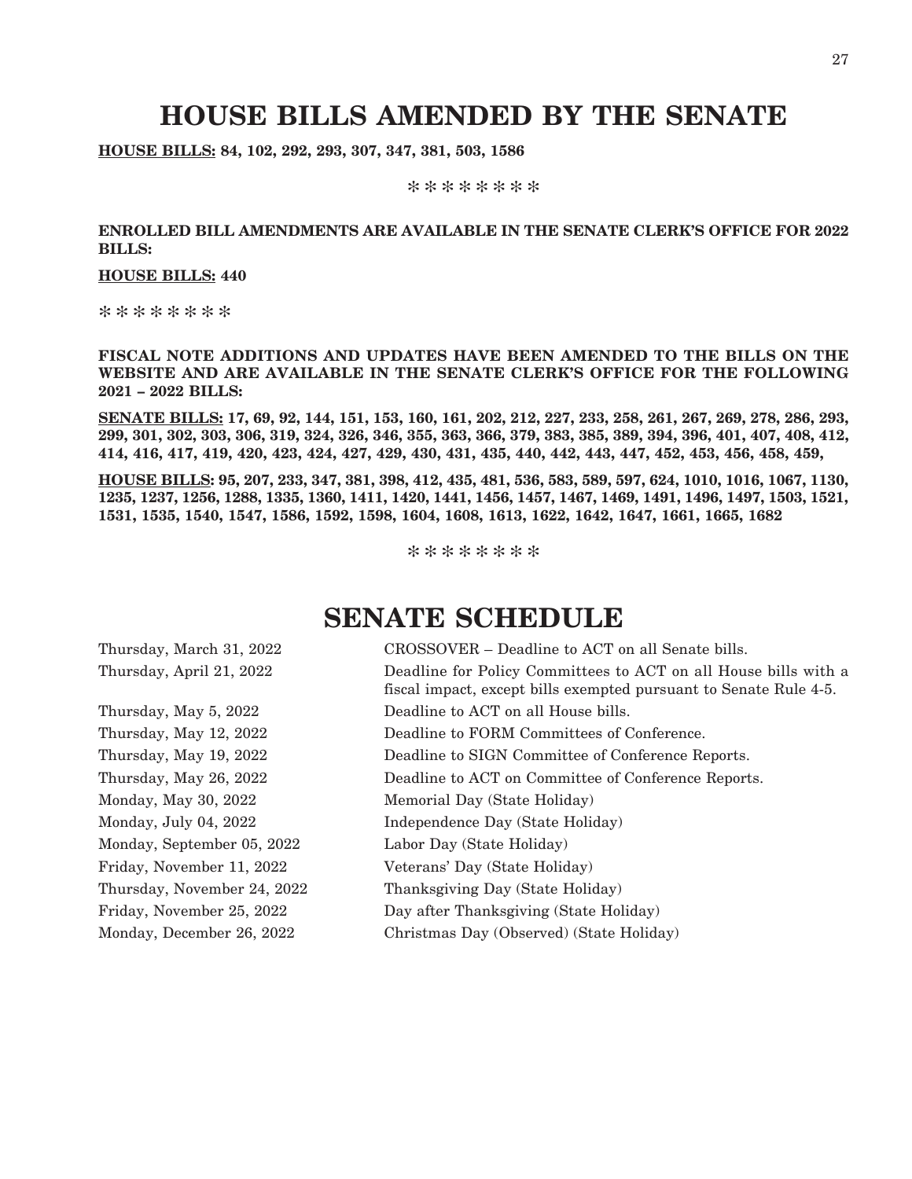# HOUSE BILLS AMENDED BY THE SENATE

**<u>HOUSE BILLS:</u> 84, 102, 292, 293, 307, 347, 381, 503, 1586**

\* \* \* \* \* \* \* \*

**ENROLLED BILL AMENDMENTS ARE AVAILABLE IN THE SENATE CLERK'S OFFICE FOR 2022 BILLS:**

**<u>HOUSE BILLS:</u> 440**

\* \* \* \* \* \* \* \*

**FISCAL NOTE ADDITIONS AND UPDATES HAVE BEEN AMENDED TO THE BILLS ON THE WEBSITE AND ARE AVAILABLE IN THE SENATE CLERK'S OFFICE FOR THE FOLLOWING 2021 – 2022 BILLS:**

**<u>SENATE BILLS:</u> 17, 69, 92, 144, 151, 153, 160, 161, 202, 212, 227, 233, 258, 261, 267, 269, 278, 286, 293, 299, 301, 302, 303, 306, 319, 324, 326, 346, 355, 363, 366, 379, 383, 385, 389, 394, 396, 401, 407, 408, 412, 414, 416, 417, 419, 420, 423, 424, 427, 429, 430, 431, 435, 440, 442, 443, 447, 452, 453, 456, 458, 459,**

**<u>HOUSE BILLS</u>: 95, 207, 233, 347, 381, 398, 412, 435, 481, 536, 583, 589, 597, 624, 1010, 1016, 1067, 1130, 1235, 1237, 1256, 1288, 1335, 1360, 1411, 1420, 1441, 1456, 1457, 1467, 1469, 1491, 1496, 1497, 1503, 1521, 1531, 1535, 1540, 1547, 1586, 1592, 1598, 1604, 1608, 1613, 1622, 1642, 1647, 1661, 1665, 1682**

\* \* \* \* \* \* \* \*

# SENATE SCHEDULE

| | |
|---|---|
| Thursday, March 31, 2022 | CROSSOVER – Deadline to ACT on all Senate bills. |
| Thursday, April 21, 2022 | Deadline for Policy Committees to ACT on all House bills with a fiscal impact, except bills exempted pursuant to Senate Rule 4-5. |
| Thursday, May 5, 2022 | Deadline to ACT on all House bills. |
| Thursday, May 12, 2022 | Deadline to FORM Committees of Conference. |
| Thursday, May 19, 2022 | Deadline to SIGN Committee of Conference Reports. |
| Thursday, May 26, 2022 | Deadline to ACT on Committee of Conference Reports. |
| Monday, May 30, 2022 | Memorial Day (State Holiday) |
| Monday, July 04, 2022 | Independence Day (State Holiday) |
| Monday, September 05, 2022 | Labor Day (State Holiday) |
| Friday, November 11, 2022 | Veterans' Day (State Holiday) |
| Thursday, November 24, 2022 | Thanksgiving Day (State Holiday) |
| Friday, November 25, 2022 | Day after Thanksgiving (State Holiday) |
| Monday, December 26, 2022 | Christmas Day (Observed) (State Holiday) |